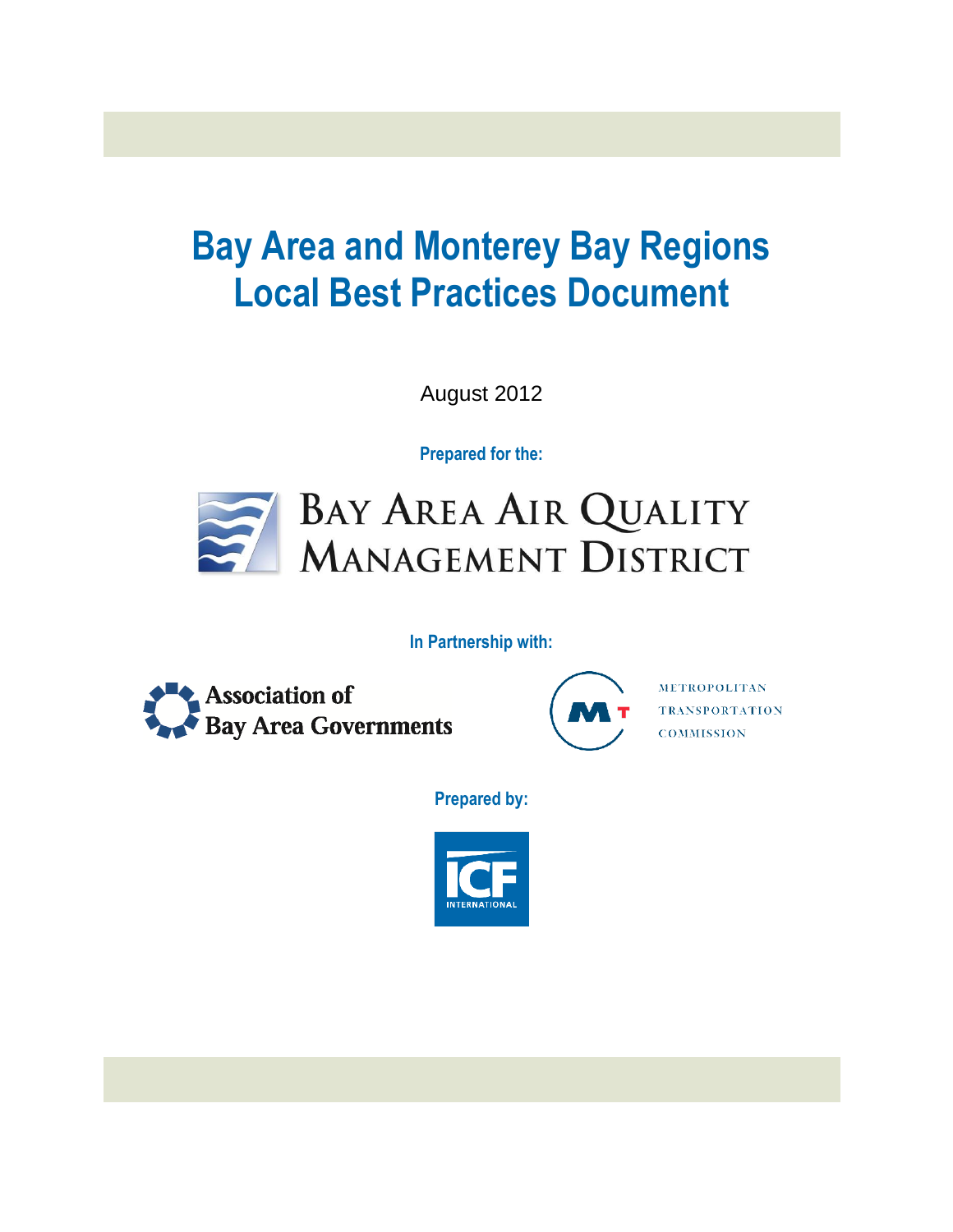# Bay Area and Monterey Bay Regions Local Best Practices Document

August 2012

**Prepared for the:**

BAY AREA AIR QUALITY MANAGEMENT DISTRICT

**In Partnership with:**

Association of Bay Area Governments

METROPOLITAN TRANSPORTATION COMMISSION

**Prepared by:**

ICF INTERNATIONAL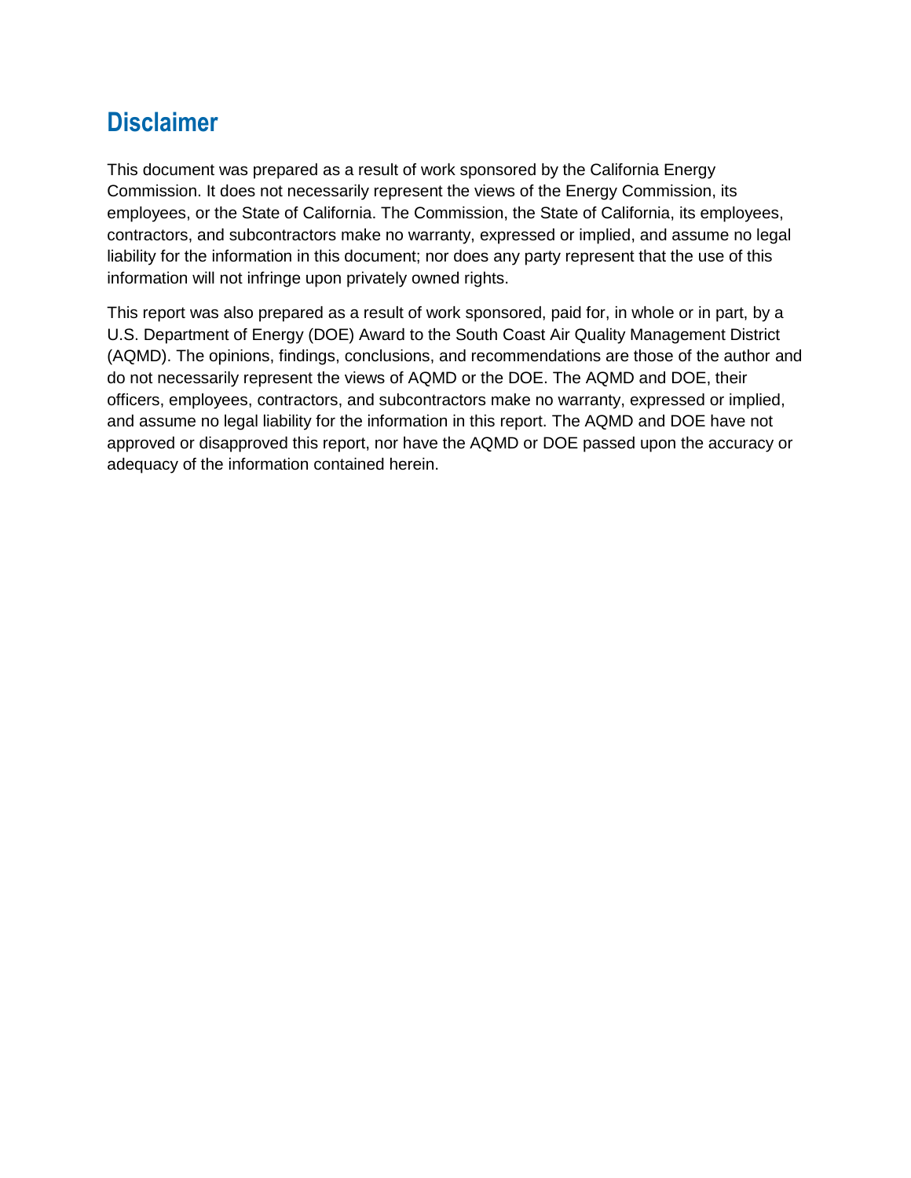## Disclaimer

This document was prepared as a result of work sponsored by the California Energy Commission. It does not necessarily represent the views of the Energy Commission, its employees, or the State of California. The Commission, the State of California, its employees, contractors, and subcontractors make no warranty, expressed or implied, and assume no legal liability for the information in this document; nor does any party represent that the use of this information will not infringe upon privately owned rights.

This report was also prepared as a result of work sponsored, paid for, in whole or in part, by a U.S. Department of Energy (DOE) Award to the South Coast Air Quality Management District (AQMD). The opinions, findings, conclusions, and recommendations are those of the author and do not necessarily represent the views of AQMD or the DOE. The AQMD and DOE, their officers, employees, contractors, and subcontractors make no warranty, expressed or implied, and assume no legal liability for the information in this report. The AQMD and DOE have not approved or disapproved this report, nor have the AQMD or DOE passed upon the accuracy or adequacy of the information contained herein.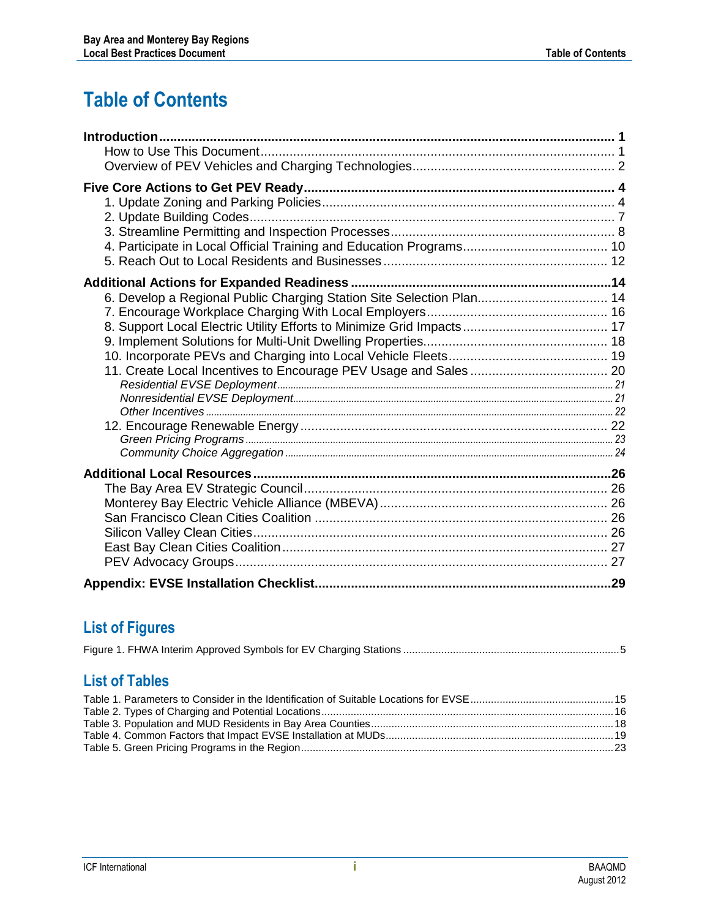# Table of Contents

**Introduction** ..... **1**

- How to Use This Document ..... 1
- Overview of PEV Vehicles and Charging Technologies ..... 2

**Five Core Actions to Get PEV Ready** ..... **4**

- 1. Update Zoning and Parking Policies ..... 4
- 2. Update Building Codes ..... 7
- 3. Streamline Permitting and Inspection Processes ..... 8
- 4. Participate in Local Official Training and Education Programs ..... 10
- 5. Reach Out to Local Residents and Businesses ..... 12

**Additional Actions for Expanded Readiness** ..... **14**

- 6. Develop a Regional Public Charging Station Site Selection Plan ..... 14
- 7. Encourage Workplace Charging With Local Employers ..... 16
- 8. Support Local Electric Utility Efforts to Minimize Grid Impacts ..... 17
- 9. Implement Solutions for Multi-Unit Dwelling Properties ..... 18
- 10. Incorporate PEVs and Charging into Local Vehicle Fleets ..... 19
- 11. Create Local Incentives to Encourage PEV Usage and Sales ..... 20
  - *Residential EVSE Deployment* ..... 21
  - *Nonresidential EVSE Deployment* ..... 21
  - *Other Incentives* ..... 22
- 12. Encourage Renewable Energy ..... 22
  - *Green Pricing Programs* ..... 23
  - *Community Choice Aggregation* ..... 24

**Additional Local Resources** ..... **26**

- The Bay Area EV Strategic Council ..... 26
- Monterey Bay Electric Vehicle Alliance (MBEVA) ..... 26
- San Francisco Clean Cities Coalition ..... 26
- Silicon Valley Clean Cities ..... 26
- East Bay Clean Cities Coalition ..... 27
- PEV Advocacy Groups ..... 27

**Appendix: EVSE Installation Checklist** ..... **29**

## List of Figures

Figure 1. FHWA Interim Approved Symbols for EV Charging Stations ..... 5

## List of Tables

Table 1. Parameters to Consider in the Identification of Suitable Locations for EVSE ..... 15
Table 2. Types of Charging and Potential Locations ..... 16
Table 3. Population and MUD Residents in Bay Area Counties ..... 18
Table 4. Common Factors that Impact EVSE Installation at MUDs ..... 19
Table 5. Green Pricing Programs in the Region ..... 23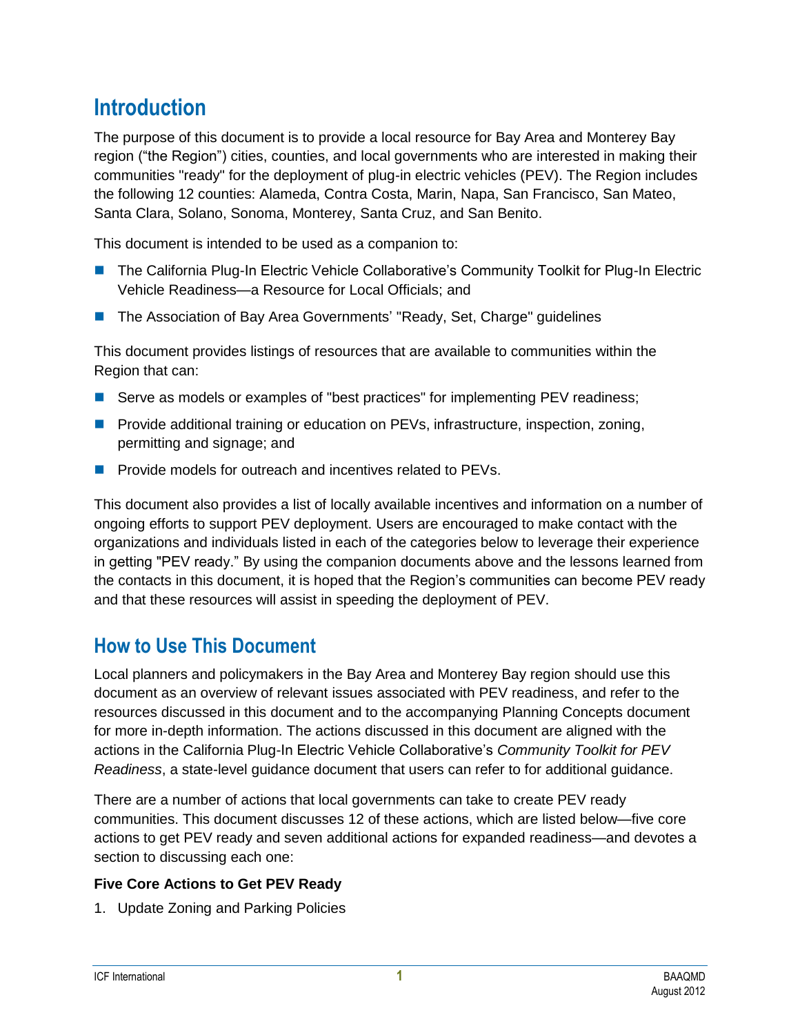# Introduction

The purpose of this document is to provide a local resource for Bay Area and Monterey Bay region ("the Region") cities, counties, and local governments who are interested in making their communities "ready" for the deployment of plug-in electric vehicles (PEV). The Region includes the following 12 counties: Alameda, Contra Costa, Marin, Napa, San Francisco, San Mateo, Santa Clara, Solano, Sonoma, Monterey, Santa Cruz, and San Benito.

This document is intended to be used as a companion to:

- The California Plug-In Electric Vehicle Collaborative's Community Toolkit for Plug-In Electric Vehicle Readiness—a Resource for Local Officials; and
- The Association of Bay Area Governments' "Ready, Set, Charge" guidelines

This document provides listings of resources that are available to communities within the Region that can:

- Serve as models or examples of "best practices" for implementing PEV readiness;
- Provide additional training or education on PEVs, infrastructure, inspection, zoning, permitting and signage; and
- Provide models for outreach and incentives related to PEVs.

This document also provides a list of locally available incentives and information on a number of ongoing efforts to support PEV deployment. Users are encouraged to make contact with the organizations and individuals listed in each of the categories below to leverage their experience in getting "PEV ready." By using the companion documents above and the lessons learned from the contacts in this document, it is hoped that the Region's communities can become PEV ready and that these resources will assist in speeding the deployment of PEV.

## How to Use This Document

Local planners and policymakers in the Bay Area and Monterey Bay region should use this document as an overview of relevant issues associated with PEV readiness, and refer to the resources discussed in this document and to the accompanying Planning Concepts document for more in-depth information. The actions discussed in this document are aligned with the actions in the California Plug-In Electric Vehicle Collaborative's *Community Toolkit for PEV Readiness*, a state-level guidance document that users can refer to for additional guidance.

There are a number of actions that local governments can take to create PEV ready communities. This document discusses 12 of these actions, which are listed below—five core actions to get PEV ready and seven additional actions for expanded readiness—and devotes a section to discussing each one:

**Five Core Actions to Get PEV Ready**

1. Update Zoning and Parking Policies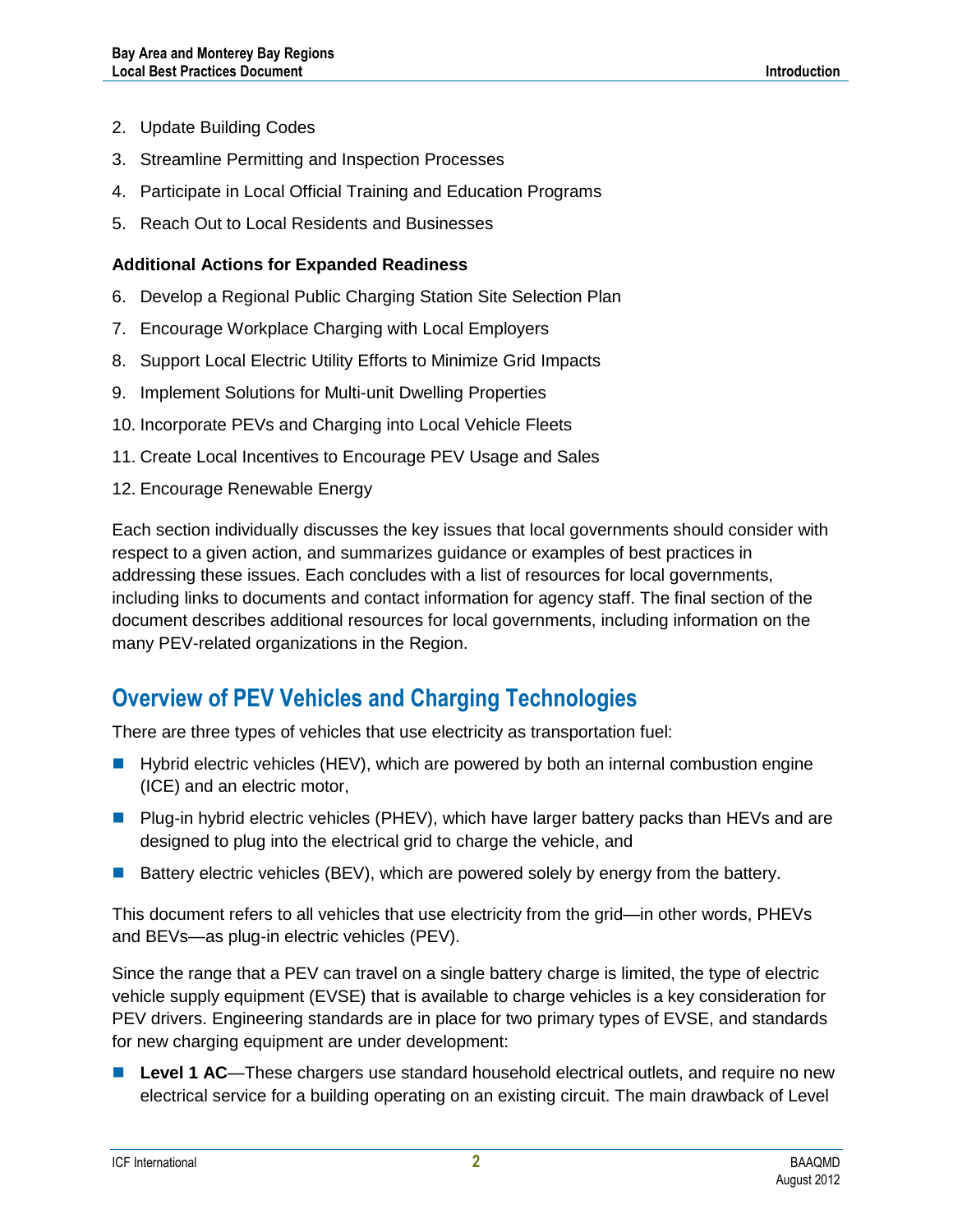2. Update Building Codes
3. Streamline Permitting and Inspection Processes
4. Participate in Local Official Training and Education Programs
5. Reach Out to Local Residents and Businesses

**Additional Actions for Expanded Readiness**

6. Develop a Regional Public Charging Station Site Selection Plan
7. Encourage Workplace Charging with Local Employers
8. Support Local Electric Utility Efforts to Minimize Grid Impacts
9. Implement Solutions for Multi-unit Dwelling Properties
10. Incorporate PEVs and Charging into Local Vehicle Fleets
11. Create Local Incentives to Encourage PEV Usage and Sales
12. Encourage Renewable Energy

Each section individually discusses the key issues that local governments should consider with respect to a given action, and summarizes guidance or examples of best practices in addressing these issues. Each concludes with a list of resources for local governments, including links to documents and contact information for agency staff. The final section of the document describes additional resources for local governments, including information on the many PEV-related organizations in the Region.

## Overview of PEV Vehicles and Charging Technologies

There are three types of vehicles that use electricity as transportation fuel:

- Hybrid electric vehicles (HEV), which are powered by both an internal combustion engine (ICE) and an electric motor,
- Plug-in hybrid electric vehicles (PHEV), which have larger battery packs than HEVs and are designed to plug into the electrical grid to charge the vehicle, and
- Battery electric vehicles (BEV), which are powered solely by energy from the battery.

This document refers to all vehicles that use electricity from the grid—in other words, PHEVs and BEVs—as plug-in electric vehicles (PEV).

Since the range that a PEV can travel on a single battery charge is limited, the type of electric vehicle supply equipment (EVSE) that is available to charge vehicles is a key consideration for PEV drivers. Engineering standards are in place for two primary types of EVSE, and standards for new charging equipment are under development:

- **Level 1 AC**—These chargers use standard household electrical outlets, and require no new electrical service for a building operating on an existing circuit. The main drawback of Level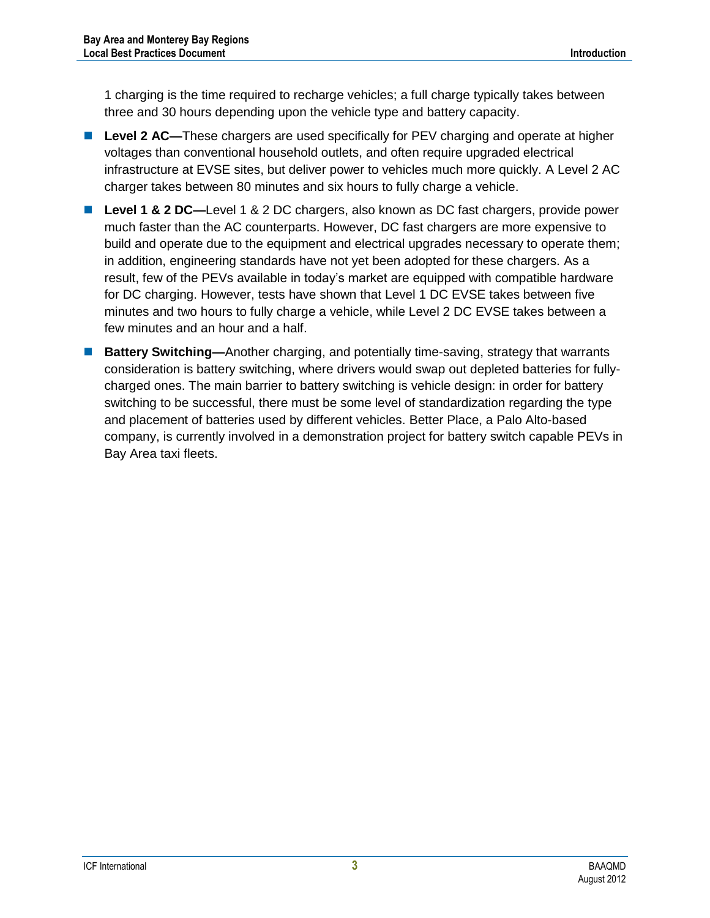1 charging is the time required to recharge vehicles; a full charge typically takes between three and 30 hours depending upon the vehicle type and battery capacity.

- **Level 2 AC—**These chargers are used specifically for PEV charging and operate at higher voltages than conventional household outlets, and often require upgraded electrical infrastructure at EVSE sites, but deliver power to vehicles much more quickly. A Level 2 AC charger takes between 80 minutes and six hours to fully charge a vehicle.
- **Level 1 & 2 DC—**Level 1 & 2 DC chargers, also known as DC fast chargers, provide power much faster than the AC counterparts. However, DC fast chargers are more expensive to build and operate due to the equipment and electrical upgrades necessary to operate them; in addition, engineering standards have not yet been adopted for these chargers. As a result, few of the PEVs available in today's market are equipped with compatible hardware for DC charging. However, tests have shown that Level 1 DC EVSE takes between five minutes and two hours to fully charge a vehicle, while Level 2 DC EVSE takes between a few minutes and an hour and a half.
- **Battery Switching—**Another charging, and potentially time-saving, strategy that warrants consideration is battery switching, where drivers would swap out depleted batteries for fully-charged ones. The main barrier to battery switching is vehicle design: in order for battery switching to be successful, there must be some level of standardization regarding the type and placement of batteries used by different vehicles. Better Place, a Palo Alto-based company, is currently involved in a demonstration project for battery switch capable PEVs in Bay Area taxi fleets.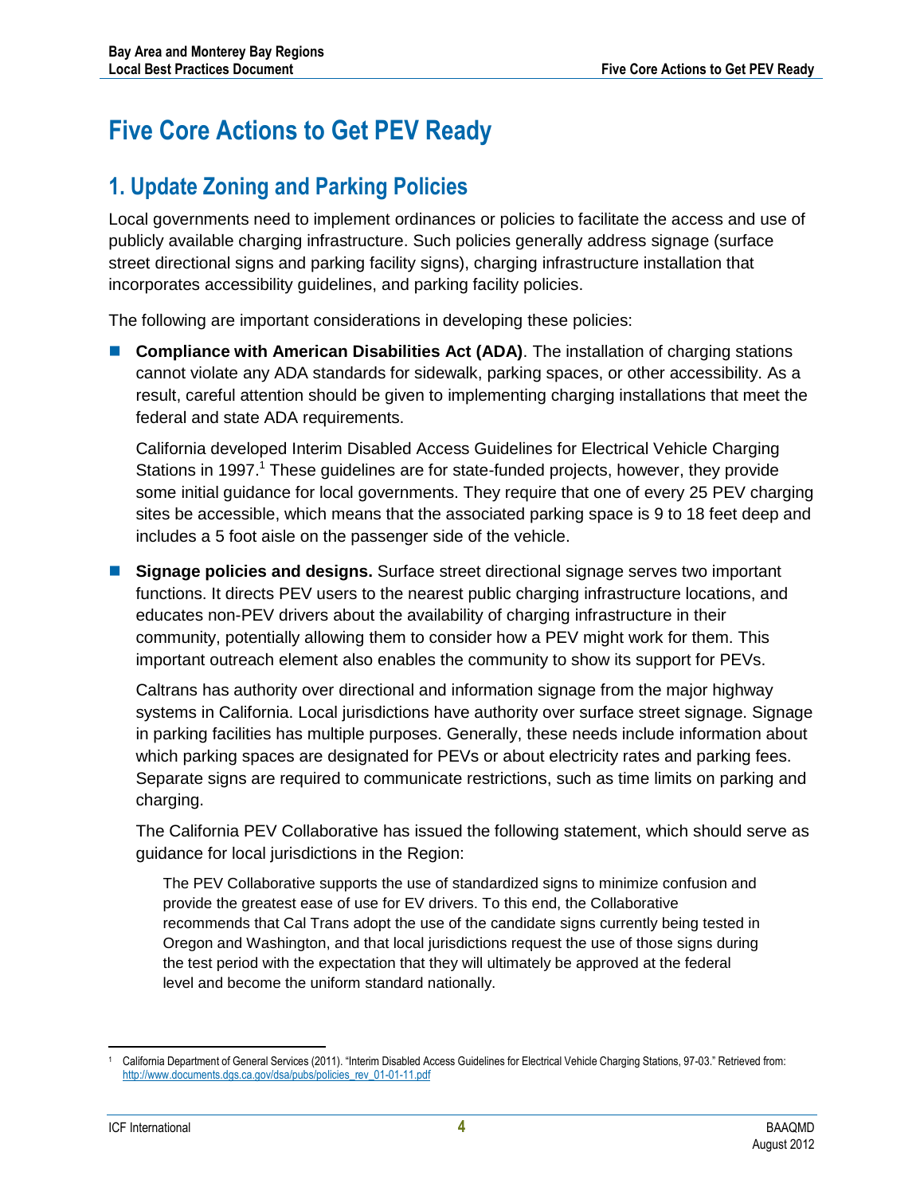# Five Core Actions to Get PEV Ready

## 1. Update Zoning and Parking Policies

Local governments need to implement ordinances or policies to facilitate the access and use of publicly available charging infrastructure. Such policies generally address signage (surface street directional signs and parking facility signs), charging infrastructure installation that incorporates accessibility guidelines, and parking facility policies.

The following are important considerations in developing these policies:

- **Compliance with American Disabilities Act (ADA)**. The installation of charging stations cannot violate any ADA standards for sidewalk, parking spaces, or other accessibility. As a result, careful attention should be given to implementing charging installations that meet the federal and state ADA requirements.

  California developed Interim Disabled Access Guidelines for Electrical Vehicle Charging Stations in 1997.[1] These guidelines are for state-funded projects, however, they provide some initial guidance for local governments. They require that one of every 25 PEV charging sites be accessible, which means that the associated parking space is 9 to 18 feet deep and includes a 5 foot aisle on the passenger side of the vehicle.

- **Signage policies and designs.** Surface street directional signage serves two important functions. It directs PEV users to the nearest public charging infrastructure locations, and educates non-PEV drivers about the availability of charging infrastructure in their community, potentially allowing them to consider how a PEV might work for them. This important outreach element also enables the community to show its support for PEVs.

  Caltrans has authority over directional and information signage from the major highway systems in California. Local jurisdictions have authority over surface street signage. Signage in parking facilities has multiple purposes. Generally, these needs include information about which parking spaces are designated for PEVs or about electricity rates and parking fees. Separate signs are required to communicate restrictions, such as time limits on parking and charging.

  The California PEV Collaborative has issued the following statement, which should serve as guidance for local jurisdictions in the Region:

  > The PEV Collaborative supports the use of standardized signs to minimize confusion and provide the greatest ease of use for EV drivers. To this end, the Collaborative recommends that Cal Trans adopt the use of the candidate signs currently being tested in Oregon and Washington, and that local jurisdictions request the use of those signs during the test period with the expectation that they will ultimately be approved at the federal level and become the uniform standard nationally.

---

[1] California Department of General Services (2011). "Interim Disabled Access Guidelines for Electrical Vehicle Charging Stations, 97-03." Retrieved from: http://www.documents.dgs.ca.gov/dsa/pubs/policies_rev_01-01-11.pdf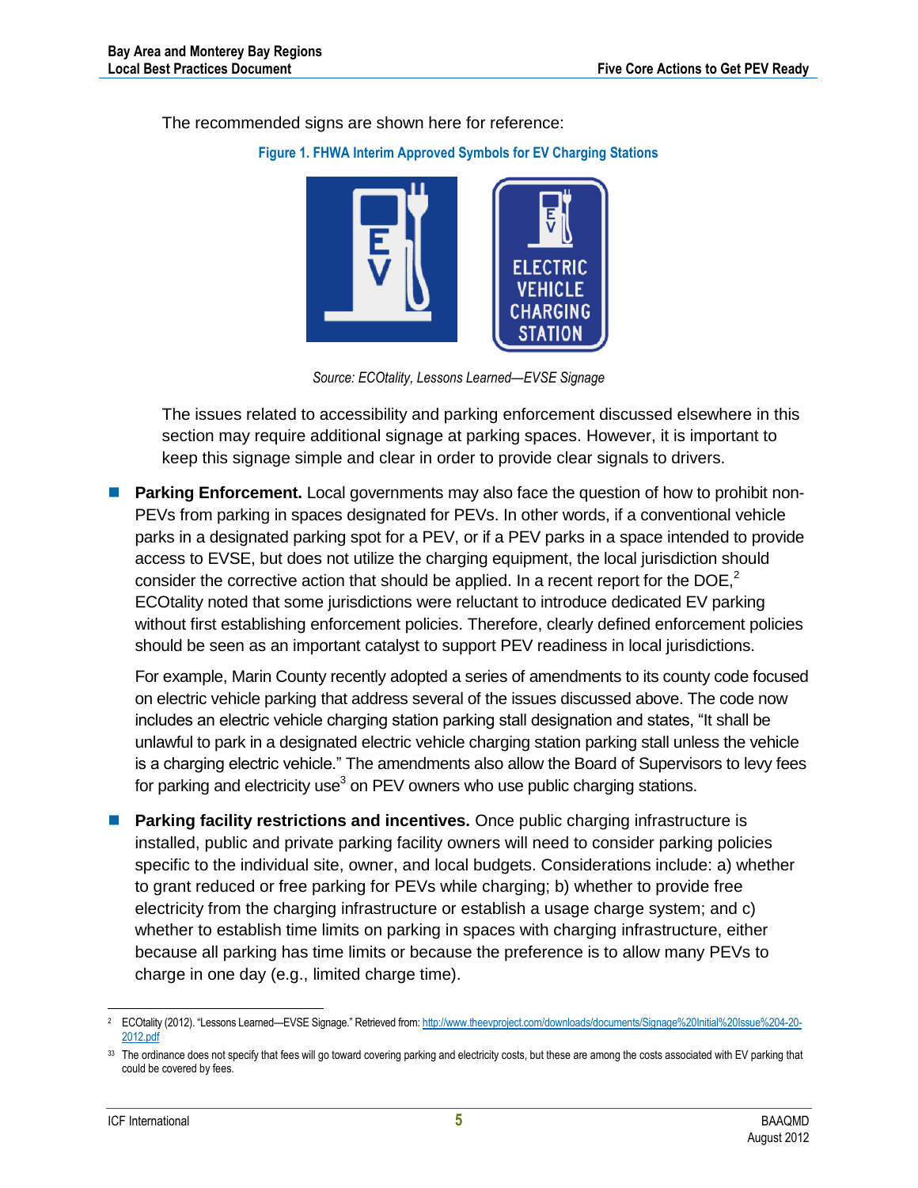The recommended signs are shown here for reference:

**Figure 1. FHWA Interim Approved Symbols for EV Charging Stations**

*Source: ECOtality, Lessons Learned—EVSE Signage*

The issues related to accessibility and parking enforcement discussed elsewhere in this section may require additional signage at parking spaces. However, it is important to keep this signage simple and clear in order to provide clear signals to drivers.

- **Parking Enforcement.** Local governments may also face the question of how to prohibit non-PEVs from parking in spaces designated for PEVs. In other words, if a conventional vehicle parks in a designated parking spot for a PEV, or if a PEV parks in a space intended to provide access to EVSE, but does not utilize the charging equipment, the local jurisdiction should consider the corrective action that should be applied. In a recent report for the DOE,[2] ECOtality noted that some jurisdictions were reluctant to introduce dedicated EV parking without first establishing enforcement policies. Therefore, clearly defined enforcement policies should be seen as an important catalyst to support PEV readiness in local jurisdictions.

  For example, Marin County recently adopted a series of amendments to its county code focused on electric vehicle parking that address several of the issues discussed above. The code now includes an electric vehicle charging station parking stall designation and states, "It shall be unlawful to park in a designated electric vehicle charging station parking stall unless the vehicle is a charging electric vehicle." The amendments also allow the Board of Supervisors to levy fees for parking and electricity use[3] on PEV owners who use public charging stations.

- **Parking facility restrictions and incentives.** Once public charging infrastructure is installed, public and private parking facility owners will need to consider parking policies specific to the individual site, owner, and local budgets. Considerations include: a) whether to grant reduced or free parking for PEVs while charging; b) whether to provide free electricity from the charging infrastructure or establish a usage charge system; and c) whether to establish time limits on parking in spaces with charging infrastructure, either because all parking has time limits or because the preference is to allow many PEVs to charge in one day (e.g., limited charge time).

---

[2] ECOtality (2012). "Lessons Learned—EVSE Signage." Retrieved from: http://www.theevproject.com/downloads/documents/Signage%20Initial%20Issue%204-20-2012.pdf

[3] The ordinance does not specify that fees will go toward covering parking and electricity costs, but these are among the costs associated with EV parking that could be covered by fees.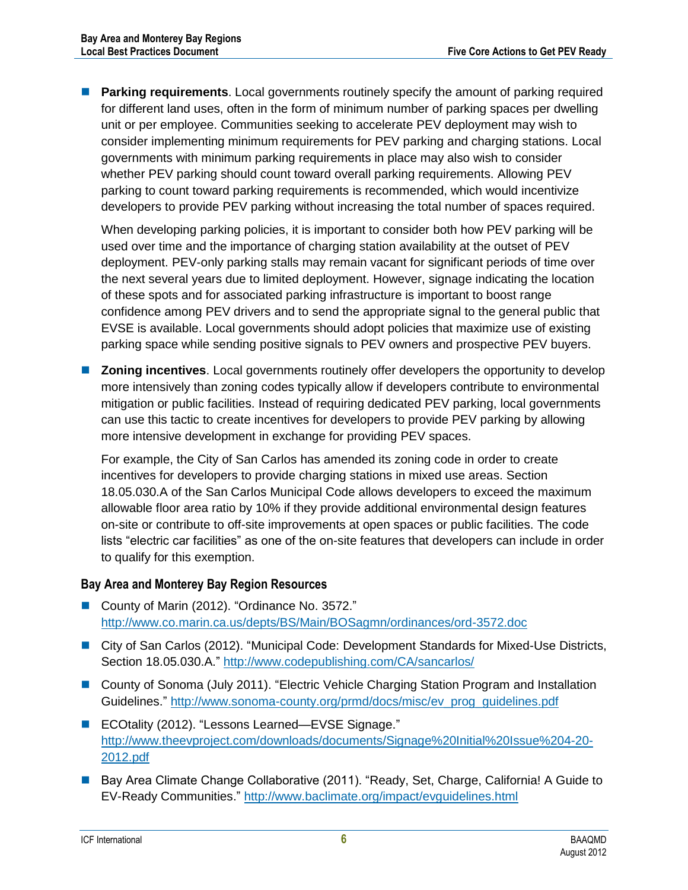- **Parking requirements**. Local governments routinely specify the amount of parking required for different land uses, often in the form of minimum number of parking spaces per dwelling unit or per employee. Communities seeking to accelerate PEV deployment may wish to consider implementing minimum requirements for PEV parking and charging stations. Local governments with minimum parking requirements in place may also wish to consider whether PEV parking should count toward overall parking requirements. Allowing PEV parking to count toward parking requirements is recommended, which would incentivize developers to provide PEV parking without increasing the total number of spaces required.

  When developing parking policies, it is important to consider both how PEV parking will be used over time and the importance of charging station availability at the outset of PEV deployment. PEV-only parking stalls may remain vacant for significant periods of time over the next several years due to limited deployment. However, signage indicating the location of these spots and for associated parking infrastructure is important to boost range confidence among PEV drivers and to send the appropriate signal to the general public that EVSE is available. Local governments should adopt policies that maximize use of existing parking space while sending positive signals to PEV owners and prospective PEV buyers.

- **Zoning incentives**. Local governments routinely offer developers the opportunity to develop more intensively than zoning codes typically allow if developers contribute to environmental mitigation or public facilities. Instead of requiring dedicated PEV parking, local governments can use this tactic to create incentives for developers to provide PEV parking by allowing more intensive development in exchange for providing PEV spaces.

  For example, the City of San Carlos has amended its zoning code in order to create incentives for developers to provide charging stations in mixed use areas. Section 18.05.030.A of the San Carlos Municipal Code allows developers to exceed the maximum allowable floor area ratio by 10% if they provide additional environmental design features on-site or contribute to off-site improvements at open spaces or public facilities. The code lists "electric car facilities" as one of the on-site features that developers can include in order to qualify for this exemption.

### Bay Area and Monterey Bay Region Resources

- County of Marin (2012). "Ordinance No. 3572." http://www.co.marin.ca.us/depts/BS/Main/BOSagmn/ordinances/ord-3572.doc
- City of San Carlos (2012). "Municipal Code: Development Standards for Mixed-Use Districts, Section 18.05.030.A." http://www.codepublishing.com/CA/sancarlos/
- County of Sonoma (July 2011). "Electric Vehicle Charging Station Program and Installation Guidelines." http://www.sonoma-county.org/prmd/docs/misc/ev_prog_guidelines.pdf
- ECOtality (2012). "Lessons Learned—EVSE Signage." http://www.theevproject.com/downloads/documents/Signage%20Initial%20Issue%204-20-2012.pdf
- Bay Area Climate Change Collaborative (2011). "Ready, Set, Charge, California! A Guide to EV-Ready Communities." http://www.baclimate.org/impact/evguidelines.html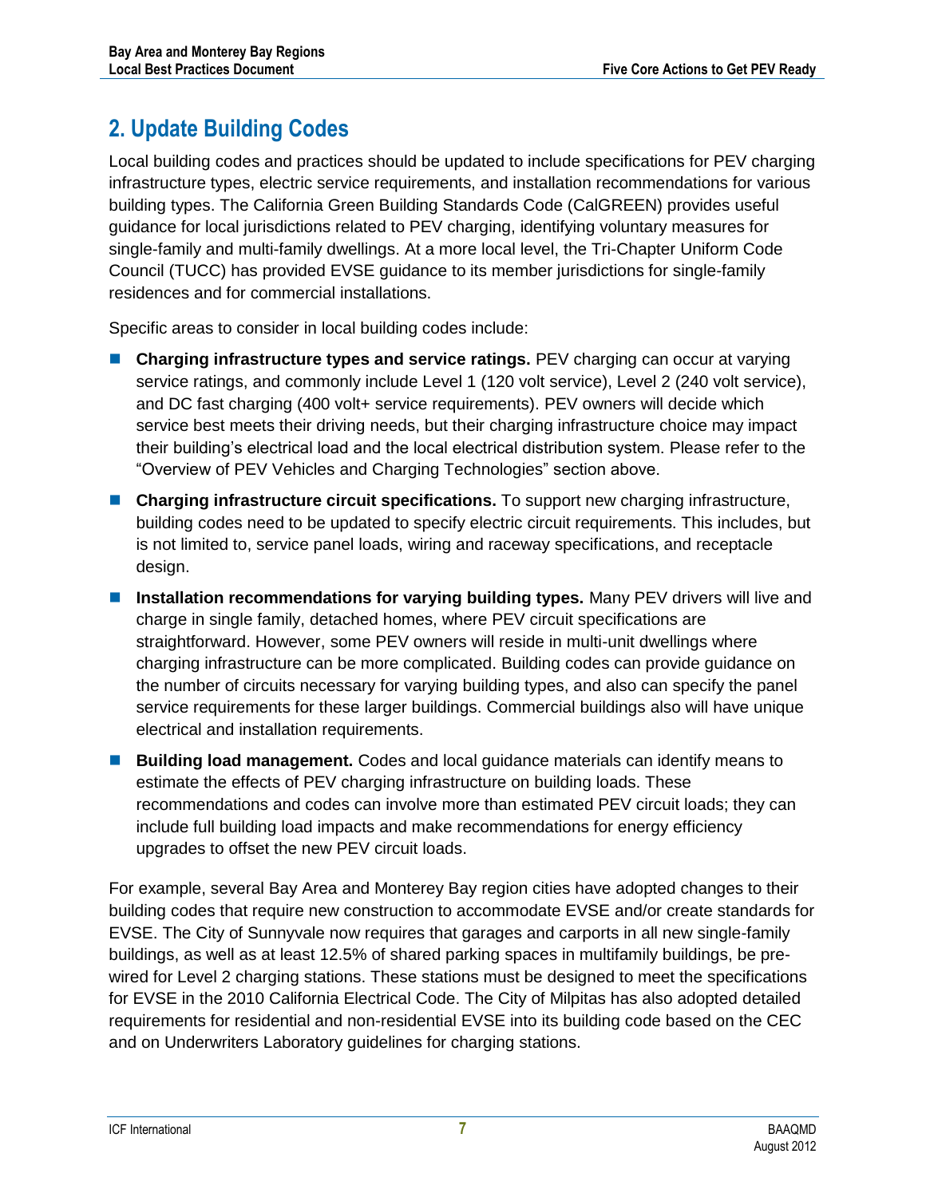## 2. Update Building Codes

Local building codes and practices should be updated to include specifications for PEV charging infrastructure types, electric service requirements, and installation recommendations for various building types. The California Green Building Standards Code (CalGREEN) provides useful guidance for local jurisdictions related to PEV charging, identifying voluntary measures for single-family and multi-family dwellings. At a more local level, the Tri-Chapter Uniform Code Council (TUCC) has provided EVSE guidance to its member jurisdictions for single-family residences and for commercial installations.

Specific areas to consider in local building codes include:

- **Charging infrastructure types and service ratings.** PEV charging can occur at varying service ratings, and commonly include Level 1 (120 volt service), Level 2 (240 volt service), and DC fast charging (400 volt+ service requirements). PEV owners will decide which service best meets their driving needs, but their charging infrastructure choice may impact their building's electrical load and the local electrical distribution system. Please refer to the "Overview of PEV Vehicles and Charging Technologies" section above.
- **Charging infrastructure circuit specifications.** To support new charging infrastructure, building codes need to be updated to specify electric circuit requirements. This includes, but is not limited to, service panel loads, wiring and raceway specifications, and receptacle design.
- **Installation recommendations for varying building types.** Many PEV drivers will live and charge in single family, detached homes, where PEV circuit specifications are straightforward. However, some PEV owners will reside in multi-unit dwellings where charging infrastructure can be more complicated. Building codes can provide guidance on the number of circuits necessary for varying building types, and also can specify the panel service requirements for these larger buildings. Commercial buildings also will have unique electrical and installation requirements.
- **Building load management.** Codes and local guidance materials can identify means to estimate the effects of PEV charging infrastructure on building loads. These recommendations and codes can involve more than estimated PEV circuit loads; they can include full building load impacts and make recommendations for energy efficiency upgrades to offset the new PEV circuit loads.

For example, several Bay Area and Monterey Bay region cities have adopted changes to their building codes that require new construction to accommodate EVSE and/or create standards for EVSE. The City of Sunnyvale now requires that garages and carports in all new single-family buildings, as well as at least 12.5% of shared parking spaces in multifamily buildings, be pre-wired for Level 2 charging stations. These stations must be designed to meet the specifications for EVSE in the 2010 California Electrical Code. The City of Milpitas has also adopted detailed requirements for residential and non-residential EVSE into its building code based on the CEC and on Underwriters Laboratory guidelines for charging stations.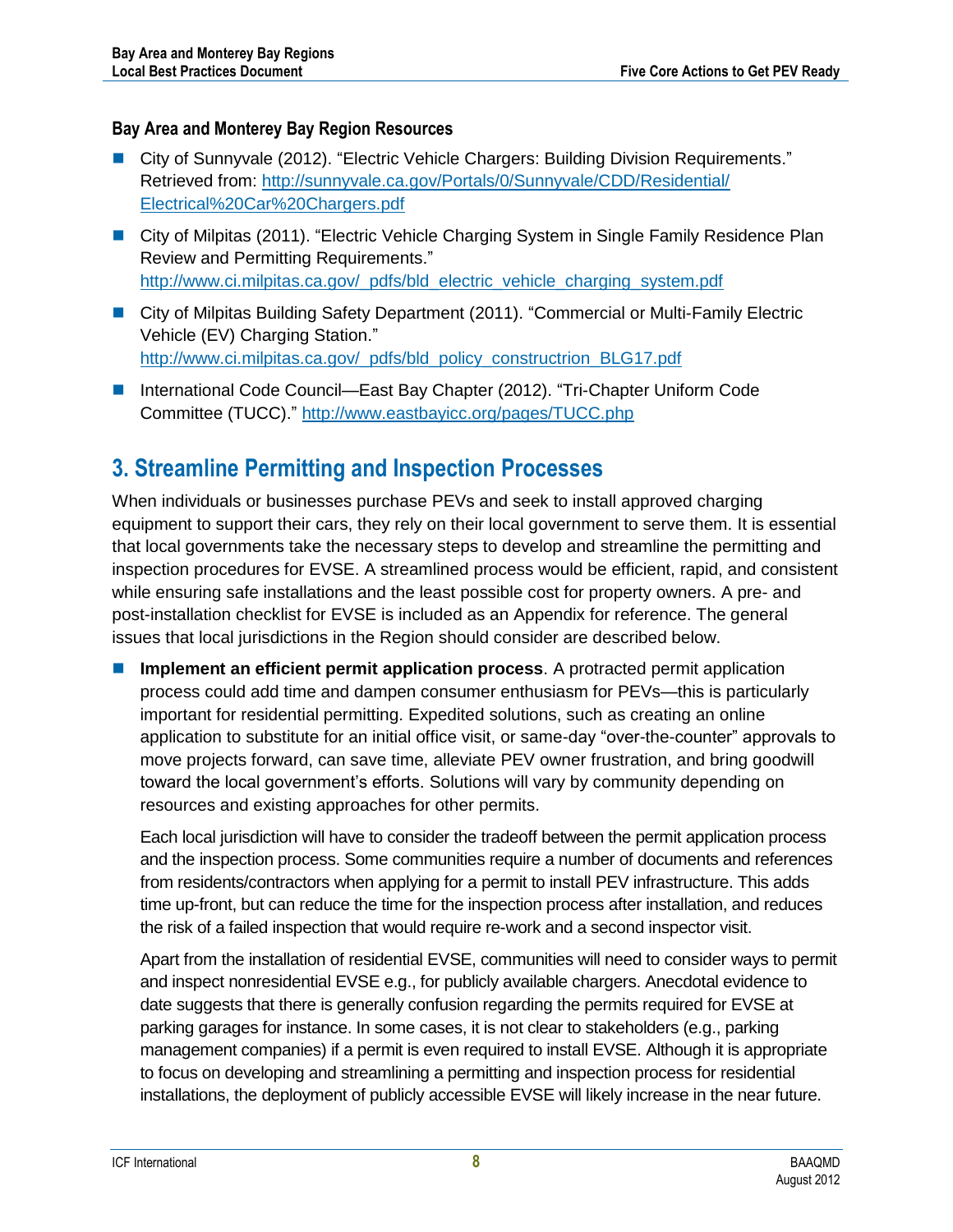### Bay Area and Monterey Bay Region Resources

- City of Sunnyvale (2012). "Electric Vehicle Chargers: Building Division Requirements." Retrieved from: http://sunnyvale.ca.gov/Portals/0/Sunnyvale/CDD/Residential/Electrical%20Car%20Chargers.pdf
- City of Milpitas (2011). "Electric Vehicle Charging System in Single Family Residence Plan Review and Permitting Requirements." http://www.ci.milpitas.ca.gov/_pdfs/bld_electric_vehicle_charging_system.pdf
- City of Milpitas Building Safety Department (2011). "Commercial or Multi-Family Electric Vehicle (EV) Charging Station." http://www.ci.milpitas.ca.gov/_pdfs/bld_policy_constructrion_BLG17.pdf
- International Code Council—East Bay Chapter (2012). "Tri-Chapter Uniform Code Committee (TUCC)." http://www.eastbayicc.org/pages/TUCC.php

## 3. Streamline Permitting and Inspection Processes

When individuals or businesses purchase PEVs and seek to install approved charging equipment to support their cars, they rely on their local government to serve them. It is essential that local governments take the necessary steps to develop and streamline the permitting and inspection procedures for EVSE. A streamlined process would be efficient, rapid, and consistent while ensuring safe installations and the least possible cost for property owners. A pre- and post-installation checklist for EVSE is included as an Appendix for reference. The general issues that local jurisdictions in the Region should consider are described below.

- **Implement an efficient permit application process**. A protracted permit application process could add time and dampen consumer enthusiasm for PEVs—this is particularly important for residential permitting. Expedited solutions, such as creating an online application to substitute for an initial office visit, or same-day "over-the-counter" approvals to move projects forward, can save time, alleviate PEV owner frustration, and bring goodwill toward the local government's efforts. Solutions will vary by community depending on resources and existing approaches for other permits.

  Each local jurisdiction will have to consider the tradeoff between the permit application process and the inspection process. Some communities require a number of documents and references from residents/contractors when applying for a permit to install PEV infrastructure. This adds time up-front, but can reduce the time for the inspection process after installation, and reduces the risk of a failed inspection that would require re-work and a second inspector visit.

  Apart from the installation of residential EVSE, communities will need to consider ways to permit and inspect nonresidential EVSE e.g., for publicly available chargers. Anecdotal evidence to date suggests that there is generally confusion regarding the permits required for EVSE at parking garages for instance. In some cases, it is not clear to stakeholders (e.g., parking management companies) if a permit is even required to install EVSE. Although it is appropriate to focus on developing and streamlining a permitting and inspection process for residential installations, the deployment of publicly accessible EVSE will likely increase in the near future.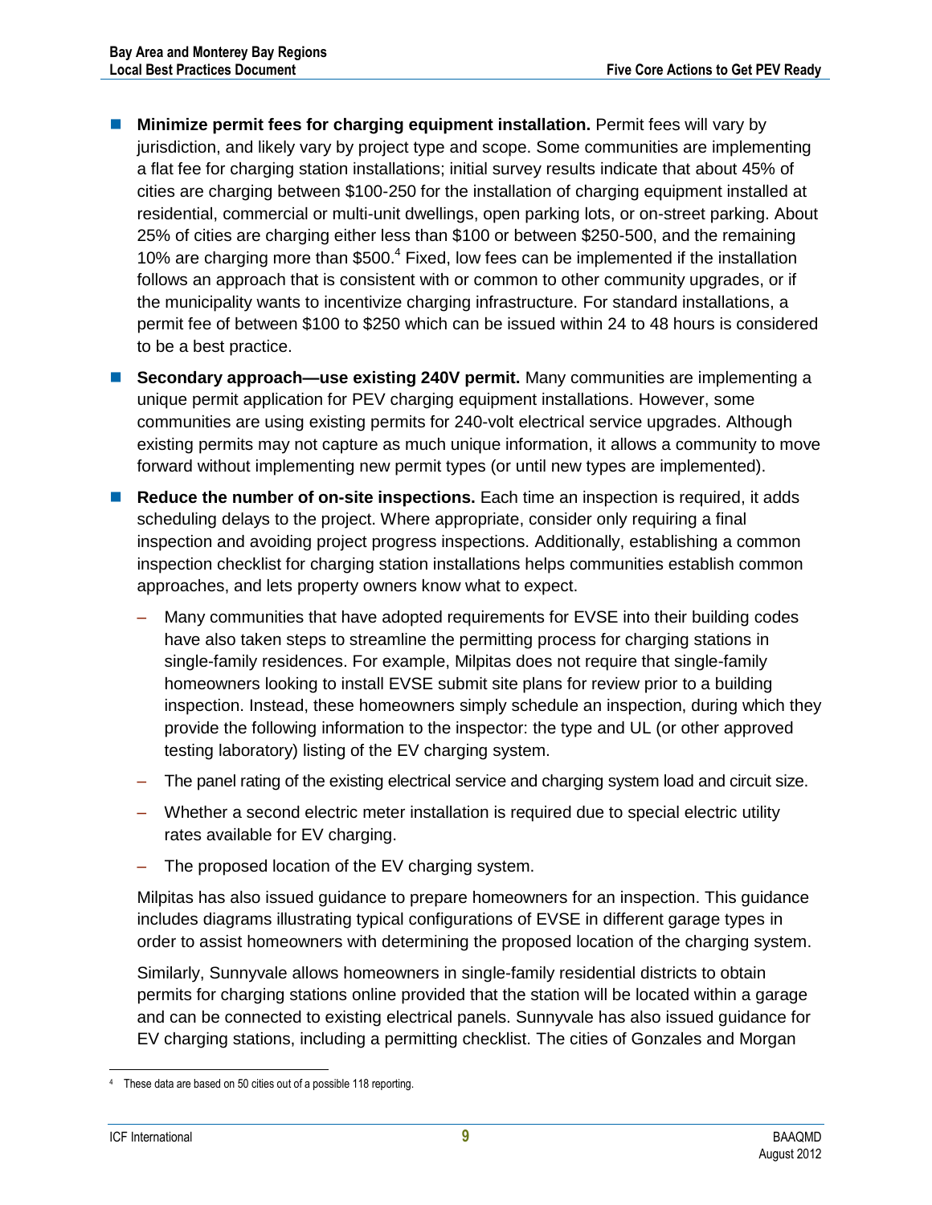- **Minimize permit fees for charging equipment installation.** Permit fees will vary by jurisdiction, and likely vary by project type and scope. Some communities are implementing a flat fee for charging station installations; initial survey results indicate that about 45% of cities are charging between $100-250 for the installation of charging equipment installed at residential, commercial or multi-unit dwellings, open parking lots, or on-street parking. About 25% of cities are charging either less than $100 or between $250-500, and the remaining 10% are charging more than $500.[4] Fixed, low fees can be implemented if the installation follows an approach that is consistent with or common to other community upgrades, or if the municipality wants to incentivize charging infrastructure. For standard installations, a permit fee of between $100 to $250 which can be issued within 24 to 48 hours is considered to be a best practice.
- **Secondary approach—use existing 240V permit.** Many communities are implementing a unique permit application for PEV charging equipment installations. However, some communities are using existing permits for 240-volt electrical service upgrades. Although existing permits may not capture as much unique information, it allows a community to move forward without implementing new permit types (or until new types are implemented).
- **Reduce the number of on-site inspections.** Each time an inspection is required, it adds scheduling delays to the project. Where appropriate, consider only requiring a final inspection and avoiding project progress inspections. Additionally, establishing a common inspection checklist for charging station installations helps communities establish common approaches, and lets property owners know what to expect.
  - Many communities that have adopted requirements for EVSE into their building codes have also taken steps to streamline the permitting process for charging stations in single-family residences. For example, Milpitas does not require that single-family homeowners looking to install EVSE submit site plans for review prior to a building inspection. Instead, these homeowners simply schedule an inspection, during which they provide the following information to the inspector: the type and UL (or other approved testing laboratory) listing of the EV charging system.
  - The panel rating of the existing electrical service and charging system load and circuit size.
  - Whether a second electric meter installation is required due to special electric utility rates available for EV charging.
  - The proposed location of the EV charging system.

  Milpitas has also issued guidance to prepare homeowners for an inspection. This guidance includes diagrams illustrating typical configurations of EVSE in different garage types in order to assist homeowners with determining the proposed location of the charging system.

  Similarly, Sunnyvale allows homeowners in single-family residential districts to obtain permits for charging stations online provided that the station will be located within a garage and can be connected to existing electrical panels. Sunnyvale has also issued guidance for EV charging stations, including a permitting checklist. The cities of Gonzales and Morgan

---

[4] These data are based on 50 cities out of a possible 118 reporting.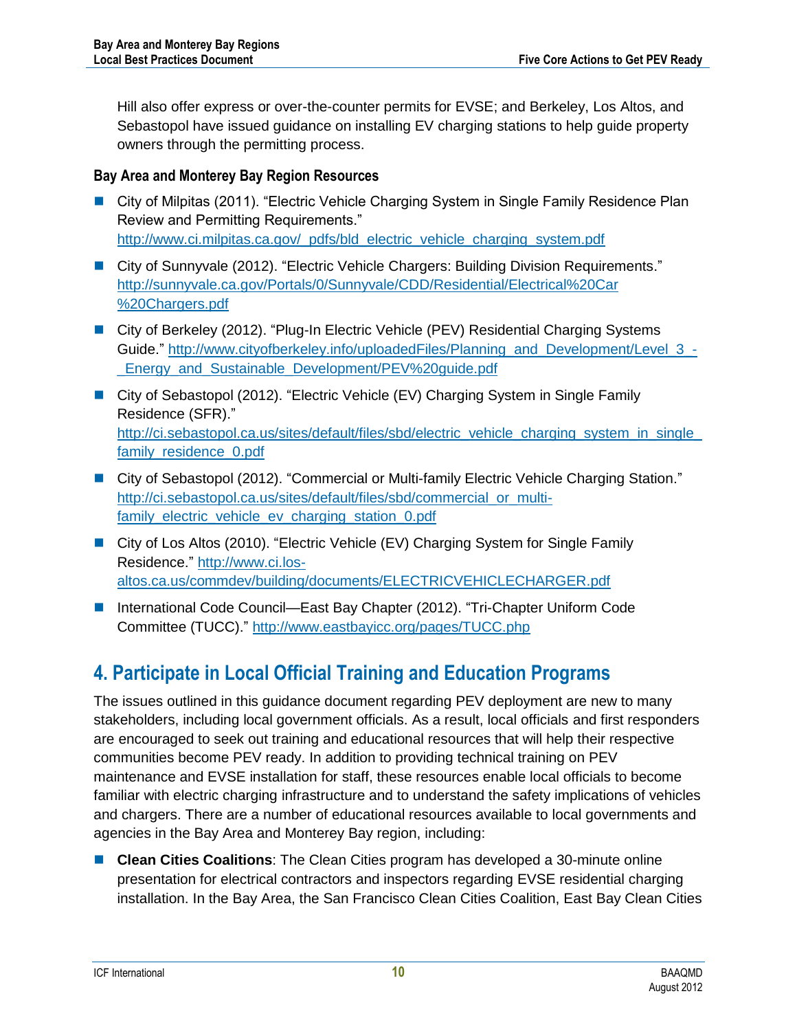Hill also offer express or over-the-counter permits for EVSE; and Berkeley, Los Altos, and Sebastopol have issued guidance on installing EV charging stations to help guide property owners through the permitting process.

### Bay Area and Monterey Bay Region Resources

- City of Milpitas (2011). "Electric Vehicle Charging System in Single Family Residence Plan Review and Permitting Requirements." http://www.ci.milpitas.ca.gov/_pdfs/bld_electric_vehicle_charging_system.pdf
- City of Sunnyvale (2012). "Electric Vehicle Chargers: Building Division Requirements." http://sunnyvale.ca.gov/Portals/0/Sunnyvale/CDD/Residential/Electrical%20Car%20Chargers.pdf
- City of Berkeley (2012). "Plug-In Electric Vehicle (PEV) Residential Charging Systems Guide." http://www.cityofberkeley.info/uploadedFiles/Planning_and_Development/Level_3_-_Energy_and_Sustainable_Development/PEV%20guide.pdf
- City of Sebastopol (2012). "Electric Vehicle (EV) Charging System in Single Family Residence (SFR)." http://ci.sebastopol.ca.us/sites/default/files/sbd/electric_vehicle_charging_system_in_single_family_residence_0.pdf
- City of Sebastopol (2012). "Commercial or Multi-family Electric Vehicle Charging Station." http://ci.sebastopol.ca.us/sites/default/files/sbd/commercial_or_multi-family_electric_vehicle_ev_charging_station_0.pdf
- City of Los Altos (2010). "Electric Vehicle (EV) Charging System for Single Family Residence." http://www.ci.los-altos.ca.us/commdev/building/documents/ELECTRICVEHICLECHARGER.pdf
- International Code Council—East Bay Chapter (2012). "Tri-Chapter Uniform Code Committee (TUCC)." http://www.eastbayicc.org/pages/TUCC.php

## 4. Participate in Local Official Training and Education Programs

The issues outlined in this guidance document regarding PEV deployment are new to many stakeholders, including local government officials. As a result, local officials and first responders are encouraged to seek out training and educational resources that will help their respective communities become PEV ready. In addition to providing technical training on PEV maintenance and EVSE installation for staff, these resources enable local officials to become familiar with electric charging infrastructure and to understand the safety implications of vehicles and chargers. There are a number of educational resources available to local governments and agencies in the Bay Area and Monterey Bay region, including:

- **Clean Cities Coalitions**: The Clean Cities program has developed a 30-minute online presentation for electrical contractors and inspectors regarding EVSE residential charging installation. In the Bay Area, the San Francisco Clean Cities Coalition, East Bay Clean Cities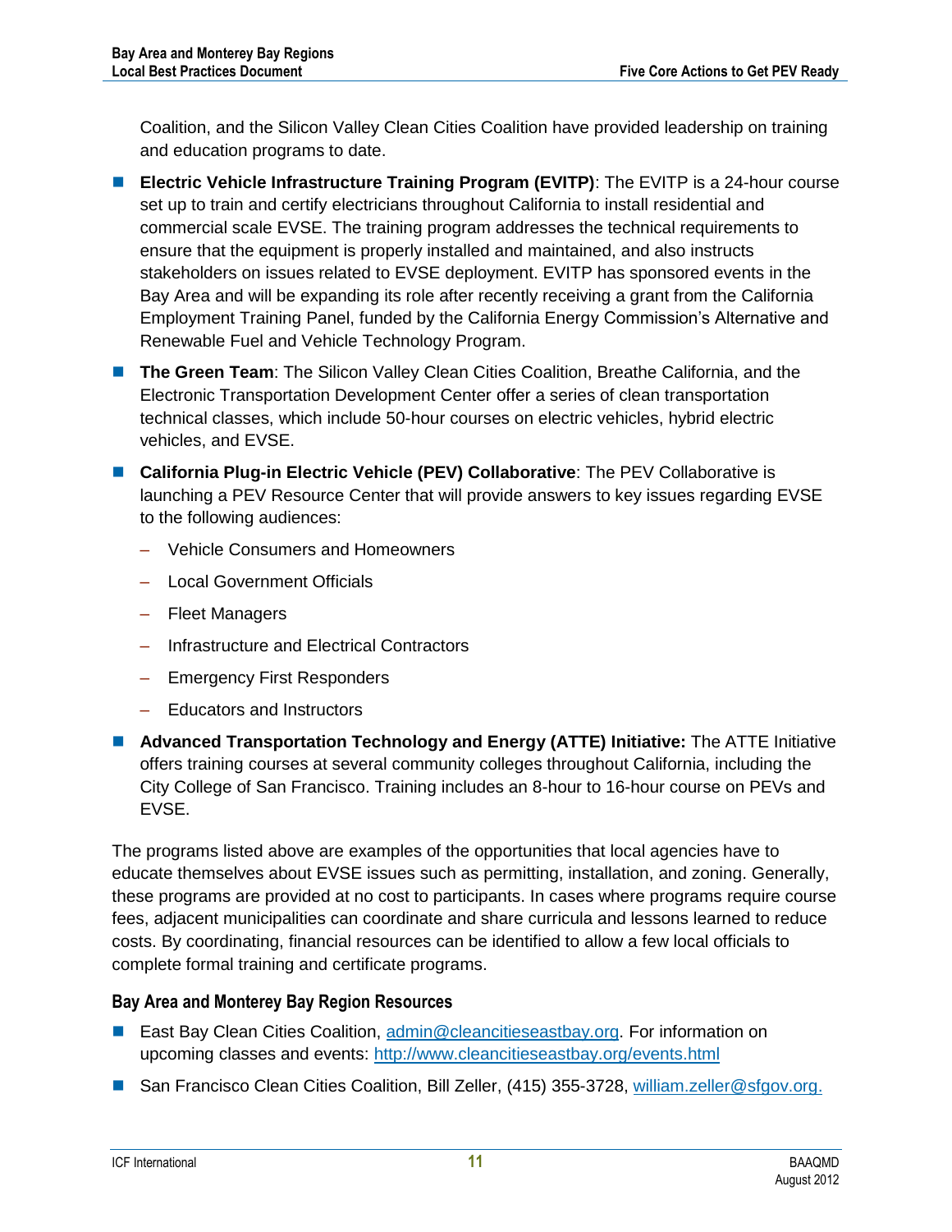Coalition, and the Silicon Valley Clean Cities Coalition have provided leadership on training and education programs to date.

- **Electric Vehicle Infrastructure Training Program (EVITP)**: The EVITP is a 24-hour course set up to train and certify electricians throughout California to install residential and commercial scale EVSE. The training program addresses the technical requirements to ensure that the equipment is properly installed and maintained, and also instructs stakeholders on issues related to EVSE deployment. EVITP has sponsored events in the Bay Area and will be expanding its role after recently receiving a grant from the California Employment Training Panel, funded by the California Energy Commission's Alternative and Renewable Fuel and Vehicle Technology Program.
- **The Green Team**: The Silicon Valley Clean Cities Coalition, Breathe California, and the Electronic Transportation Development Center offer a series of clean transportation technical classes, which include 50-hour courses on electric vehicles, hybrid electric vehicles, and EVSE.
- **California Plug-in Electric Vehicle (PEV) Collaborative**: The PEV Collaborative is launching a PEV Resource Center that will provide answers to key issues regarding EVSE to the following audiences:
  - Vehicle Consumers and Homeowners
  - Local Government Officials
  - Fleet Managers
  - Infrastructure and Electrical Contractors
  - Emergency First Responders
  - Educators and Instructors
- **Advanced Transportation Technology and Energy (ATTE) Initiative:** The ATTE Initiative offers training courses at several community colleges throughout California, including the City College of San Francisco. Training includes an 8-hour to 16-hour course on PEVs and EVSE.

The programs listed above are examples of the opportunities that local agencies have to educate themselves about EVSE issues such as permitting, installation, and zoning. Generally, these programs are provided at no cost to participants. In cases where programs require course fees, adjacent municipalities can coordinate and share curricula and lessons learned to reduce costs. By coordinating, financial resources can be identified to allow a few local officials to complete formal training and certificate programs.

### Bay Area and Monterey Bay Region Resources

- East Bay Clean Cities Coalition, admin@cleancitieseastbay.org. For information on upcoming classes and events: http://www.cleancitieseastbay.org/events.html
- San Francisco Clean Cities Coalition, Bill Zeller, (415) 355-3728, william.zeller@sfgov.org.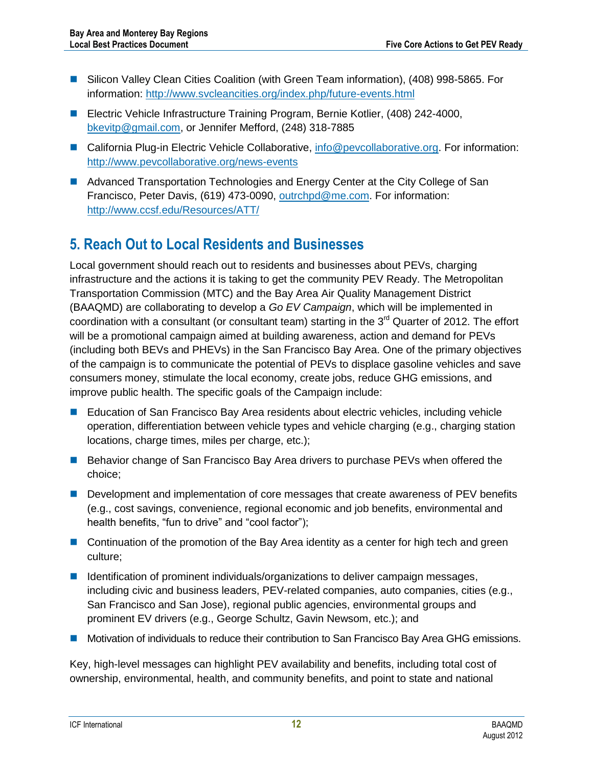- Silicon Valley Clean Cities Coalition (with Green Team information), (408) 998-5865. For information: http://www.svcleancities.org/index.php/future-events.html
- Electric Vehicle Infrastructure Training Program, Bernie Kotlier, (408) 242-4000, bkevitp@gmail.com, or Jennifer Mefford, (248) 318-7885
- California Plug-in Electric Vehicle Collaborative, info@pevcollaborative.org. For information: http://www.pevcollaborative.org/news-events
- Advanced Transportation Technologies and Energy Center at the City College of San Francisco, Peter Davis, (619) 473-0090, outrchpd@me.com. For information: http://www.ccsf.edu/Resources/ATT/

## 5. Reach Out to Local Residents and Businesses

Local government should reach out to residents and businesses about PEVs, charging infrastructure and the actions it is taking to get the community PEV Ready. The Metropolitan Transportation Commission (MTC) and the Bay Area Air Quality Management District (BAAQMD) are collaborating to develop a *Go EV Campaign*, which will be implemented in coordination with a consultant (or consultant team) starting in the 3rd Quarter of 2012. The effort will be a promotional campaign aimed at building awareness, action and demand for PEVs (including both BEVs and PHEVs) in the San Francisco Bay Area. One of the primary objectives of the campaign is to communicate the potential of PEVs to displace gasoline vehicles and save consumers money, stimulate the local economy, create jobs, reduce GHG emissions, and improve public health. The specific goals of the Campaign include:

- Education of San Francisco Bay Area residents about electric vehicles, including vehicle operation, differentiation between vehicle types and vehicle charging (e.g., charging station locations, charge times, miles per charge, etc.);
- Behavior change of San Francisco Bay Area drivers to purchase PEVs when offered the choice;
- Development and implementation of core messages that create awareness of PEV benefits (e.g., cost savings, convenience, regional economic and job benefits, environmental and health benefits, "fun to drive" and "cool factor");
- Continuation of the promotion of the Bay Area identity as a center for high tech and green culture;
- Identification of prominent individuals/organizations to deliver campaign messages, including civic and business leaders, PEV-related companies, auto companies, cities (e.g., San Francisco and San Jose), regional public agencies, environmental groups and prominent EV drivers (e.g., George Schultz, Gavin Newsom, etc.); and
- Motivation of individuals to reduce their contribution to San Francisco Bay Area GHG emissions.

Key, high-level messages can highlight PEV availability and benefits, including total cost of ownership, environmental, health, and community benefits, and point to state and national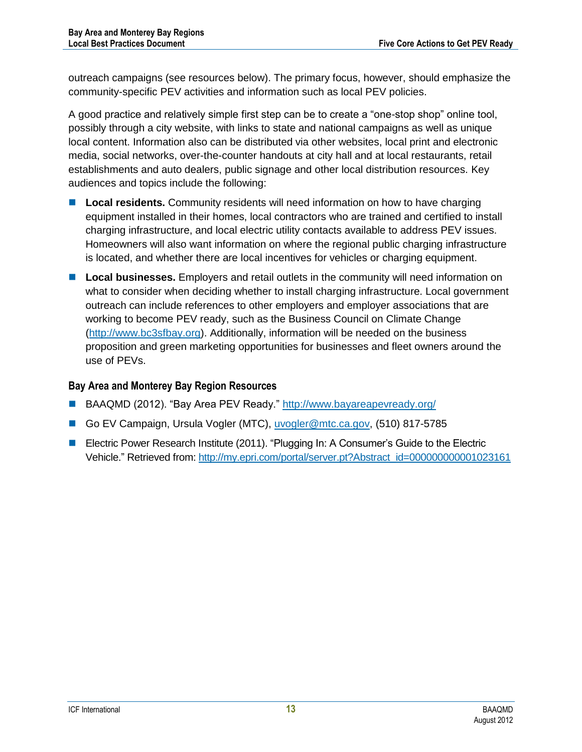outreach campaigns (see resources below). The primary focus, however, should emphasize the community-specific PEV activities and information such as local PEV policies.

A good practice and relatively simple first step can be to create a "one-stop shop" online tool, possibly through a city website, with links to state and national campaigns as well as unique local content. Information also can be distributed via other websites, local print and electronic media, social networks, over-the-counter handouts at city hall and at local restaurants, retail establishments and auto dealers, public signage and other local distribution resources. Key audiences and topics include the following:

- **Local residents.** Community residents will need information on how to have charging equipment installed in their homes, local contractors who are trained and certified to install charging infrastructure, and local electric utility contacts available to address PEV issues. Homeowners will also want information on where the regional public charging infrastructure is located, and whether there are local incentives for vehicles or charging equipment.
- **Local businesses.** Employers and retail outlets in the community will need information on what to consider when deciding whether to install charging infrastructure. Local government outreach can include references to other employers and employer associations that are working to become PEV ready, such as the Business Council on Climate Change (http://www.bc3sfbay.org). Additionally, information will be needed on the business proposition and green marketing opportunities for businesses and fleet owners around the use of PEVs.

### Bay Area and Monterey Bay Region Resources

- BAAQMD (2012). "Bay Area PEV Ready." http://www.bayareapevready.org/
- Go EV Campaign, Ursula Vogler (MTC), uvogler@mtc.ca.gov, (510) 817-5785
- Electric Power Research Institute (2011). "Plugging In: A Consumer's Guide to the Electric Vehicle." Retrieved from: http://my.epri.com/portal/server.pt?Abstract_id=000000000001023161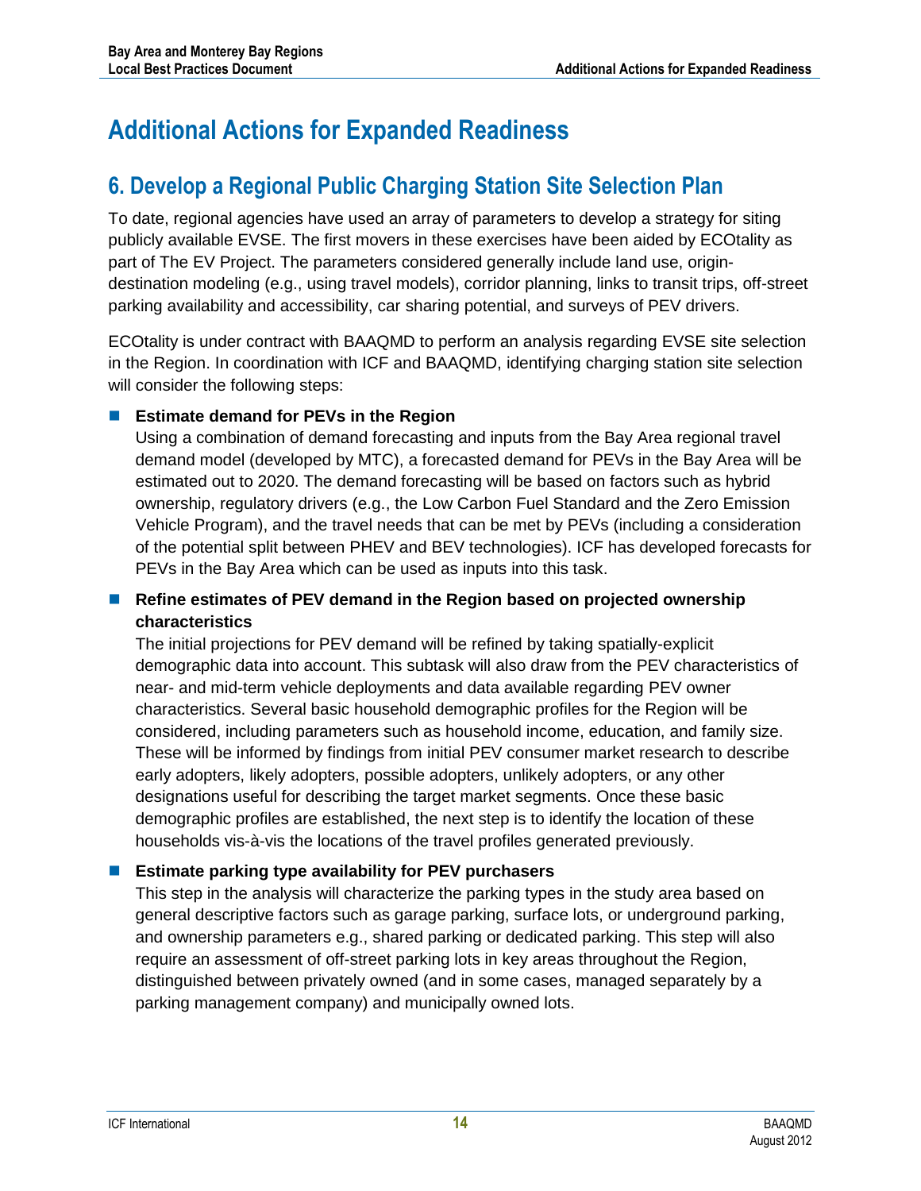# Additional Actions for Expanded Readiness

## 6. Develop a Regional Public Charging Station Site Selection Plan

To date, regional agencies have used an array of parameters to develop a strategy for siting publicly available EVSE. The first movers in these exercises have been aided by ECOtality as part of The EV Project. The parameters considered generally include land use, origin-destination modeling (e.g., using travel models), corridor planning, links to transit trips, off-street parking availability and accessibility, car sharing potential, and surveys of PEV drivers.

ECOtality is under contract with BAAQMD to perform an analysis regarding EVSE site selection in the Region. In coordination with ICF and BAAQMD, identifying charging station site selection will consider the following steps:

- **Estimate demand for PEVs in the Region**
  Using a combination of demand forecasting and inputs from the Bay Area regional travel demand model (developed by MTC), a forecasted demand for PEVs in the Bay Area will be estimated out to 2020. The demand forecasting will be based on factors such as hybrid ownership, regulatory drivers (e.g., the Low Carbon Fuel Standard and the Zero Emission Vehicle Program), and the travel needs that can be met by PEVs (including a consideration of the potential split between PHEV and BEV technologies). ICF has developed forecasts for PEVs in the Bay Area which can be used as inputs into this task.

- **Refine estimates of PEV demand in the Region based on projected ownership characteristics**
  The initial projections for PEV demand will be refined by taking spatially-explicit demographic data into account. This subtask will also draw from the PEV characteristics of near- and mid-term vehicle deployments and data available regarding PEV owner characteristics. Several basic household demographic profiles for the Region will be considered, including parameters such as household income, education, and family size. These will be informed by findings from initial PEV consumer market research to describe early adopters, likely adopters, possible adopters, unlikely adopters, or any other designations useful for describing the target market segments. Once these basic demographic profiles are established, the next step is to identify the location of these households vis-à-vis the locations of the travel profiles generated previously.

- **Estimate parking type availability for PEV purchasers**
  This step in the analysis will characterize the parking types in the study area based on general descriptive factors such as garage parking, surface lots, or underground parking, and ownership parameters e.g., shared parking or dedicated parking. This step will also require an assessment of off-street parking lots in key areas throughout the Region, distinguished between privately owned (and in some cases, managed separately by a parking management company) and municipally owned lots.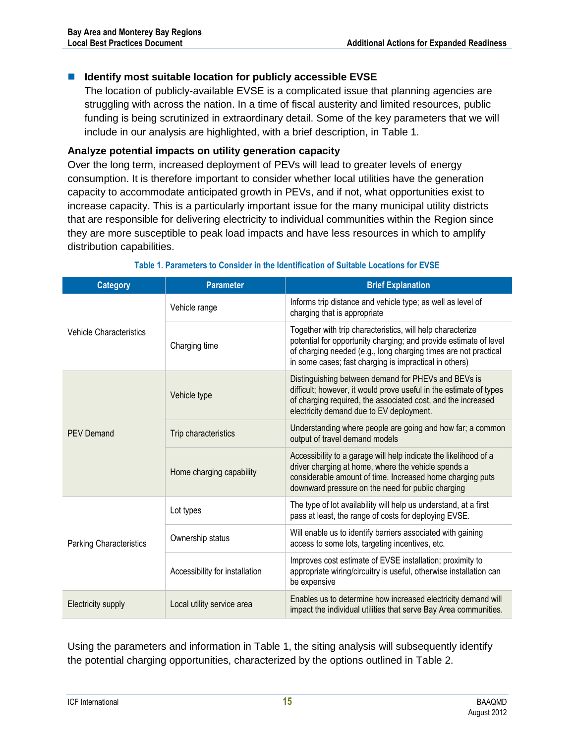- **Identify most suitable location for publicly accessible EVSE**
  The location of publicly-available EVSE is a complicated issue that planning agencies are struggling with across the nation. In a time of fiscal austerity and limited resources, public funding is being scrutinized in extraordinary detail. Some of the key parameters that we will include in our analysis are highlighted, with a brief description, in Table 1.

### Analyze potential impacts on utility generation capacity

Over the long term, increased deployment of PEVs will lead to greater levels of energy consumption. It is therefore important to consider whether local utilities have the generation capacity to accommodate anticipated growth in PEVs, and if not, what opportunities exist to increase capacity. This is a particularly important issue for the many municipal utility districts that are responsible for delivering electricity to individual communities within the Region since they are more susceptible to peak load impacts and have less resources in which to amplify distribution capabilities.

**Table 1. Parameters to Consider in the Identification of Suitable Locations for EVSE**

| Category | Parameter | Brief Explanation |
|---|---|---|
| Vehicle Characteristics | Vehicle range | Informs trip distance and vehicle type; as well as level of charging that is appropriate |
| | Charging time | Together with trip characteristics, will help characterize potential for opportunity charging; and provide estimate of level of charging needed (e.g., long charging times are not practical in some cases; fast charging is impractical in others) |
| PEV Demand | Vehicle type | Distinguishing between demand for PHEVs and BEVs is difficult; however, it would prove useful in the estimate of types of charging required, the associated cost, and the increased electricity demand due to EV deployment. |
| | Trip characteristics | Understanding where people are going and how far; a common output of travel demand models |
| | Home charging capability | Accessibility to a garage will help indicate the likelihood of a driver charging at home, where the vehicle spends a considerable amount of time. Increased home charging puts downward pressure on the need for public charging |
| Parking Characteristics | Lot types | The type of lot availability will help us understand, at a first pass at least, the range of costs for deploying EVSE. |
| | Ownership status | Will enable us to identify barriers associated with gaining access to some lots, targeting incentives, etc. |
| | Accessibility for installation | Improves cost estimate of EVSE installation; proximity to appropriate wiring/circuitry is useful, otherwise installation can be expensive |
| Electricity supply | Local utility service area | Enables us to determine how increased electricity demand will impact the individual utilities that serve Bay Area communities. |

Using the parameters and information in Table 1, the siting analysis will subsequently identify the potential charging opportunities, characterized by the options outlined in Table 2.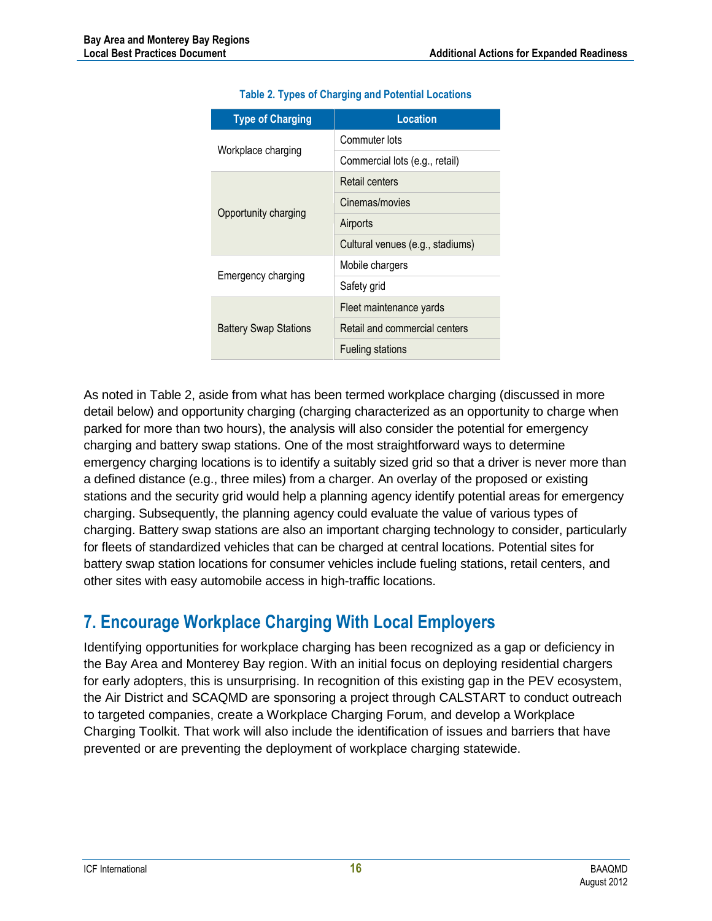**Table 2. Types of Charging and Potential Locations**

| Type of Charging | Location |
|---|---|
| Workplace charging | Commuter lots |
| | Commercial lots (e.g., retail) |
| Opportunity charging | Retail centers |
| | Cinemas/movies |
| | Airports |
| | Cultural venues (e.g., stadiums) |
| Emergency charging | Mobile chargers |
| | Safety grid |
| Battery Swap Stations | Fleet maintenance yards |
| | Retail and commercial centers |
| | Fueling stations |

As noted in Table 2, aside from what has been termed workplace charging (discussed in more detail below) and opportunity charging (charging characterized as an opportunity to charge when parked for more than two hours), the analysis will also consider the potential for emergency charging and battery swap stations. One of the most straightforward ways to determine emergency charging locations is to identify a suitably sized grid so that a driver is never more than a defined distance (e.g., three miles) from a charger. An overlay of the proposed or existing stations and the security grid would help a planning agency identify potential areas for emergency charging. Subsequently, the planning agency could evaluate the value of various types of charging. Battery swap stations are also an important charging technology to consider, particularly for fleets of standardized vehicles that can be charged at central locations. Potential sites for battery swap station locations for consumer vehicles include fueling stations, retail centers, and other sites with easy automobile access in high-traffic locations.

## 7. Encourage Workplace Charging With Local Employers

Identifying opportunities for workplace charging has been recognized as a gap or deficiency in the Bay Area and Monterey Bay region. With an initial focus on deploying residential chargers for early adopters, this is unsurprising. In recognition of this existing gap in the PEV ecosystem, the Air District and SCAQMD are sponsoring a project through CALSTART to conduct outreach to targeted companies, create a Workplace Charging Forum, and develop a Workplace Charging Toolkit. That work will also include the identification of issues and barriers that have prevented or are preventing the deployment of workplace charging statewide.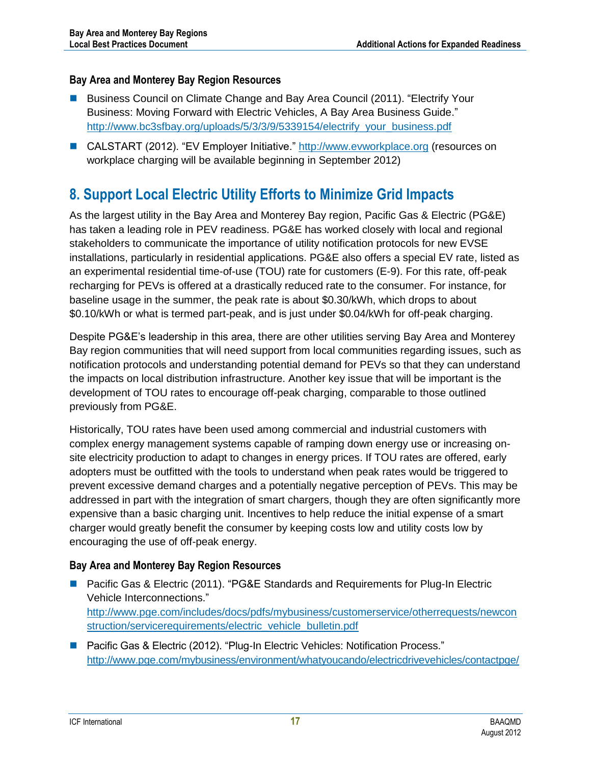### Bay Area and Monterey Bay Region Resources

- Business Council on Climate Change and Bay Area Council (2011). "Electrify Your Business: Moving Forward with Electric Vehicles, A Bay Area Business Guide." http://www.bc3sfbay.org/uploads/5/3/3/9/5339154/electrify_your_business.pdf
- CALSTART (2012). "EV Employer Initiative." http://www.evworkplace.org (resources on workplace charging will be available beginning in September 2012)

## 8. Support Local Electric Utility Efforts to Minimize Grid Impacts

As the largest utility in the Bay Area and Monterey Bay region, Pacific Gas & Electric (PG&E) has taken a leading role in PEV readiness. PG&E has worked closely with local and regional stakeholders to communicate the importance of utility notification protocols for new EVSE installations, particularly in residential applications. PG&E also offers a special EV rate, listed as an experimental residential time-of-use (TOU) rate for customers (E-9). For this rate, off-peak recharging for PEVs is offered at a drastically reduced rate to the consumer. For instance, for baseline usage in the summer, the peak rate is about $0.30/kWh, which drops to about $0.10/kWh or what is termed part-peak, and is just under $0.04/kWh for off-peak charging.

Despite PG&E's leadership in this area, there are other utilities serving Bay Area and Monterey Bay region communities that will need support from local communities regarding issues, such as notification protocols and understanding potential demand for PEVs so that they can understand the impacts on local distribution infrastructure. Another key issue that will be important is the development of TOU rates to encourage off-peak charging, comparable to those outlined previously from PG&E.

Historically, TOU rates have been used among commercial and industrial customers with complex energy management systems capable of ramping down energy use or increasing on-site electricity production to adapt to changes in energy prices. If TOU rates are offered, early adopters must be outfitted with the tools to understand when peak rates would be triggered to prevent excessive demand charges and a potentially negative perception of PEVs. This may be addressed in part with the integration of smart chargers, though they are often significantly more expensive than a basic charging unit. Incentives to help reduce the initial expense of a smart charger would greatly benefit the consumer by keeping costs low and utility costs low by encouraging the use of off-peak energy.

### Bay Area and Monterey Bay Region Resources

- Pacific Gas & Electric (2011). "PG&E Standards and Requirements for Plug-In Electric Vehicle Interconnections." http://www.pge.com/includes/docs/pdfs/mybusiness/customerservice/otherrequests/newconstruction/servicerequirements/electric_vehicle_bulletin.pdf
- Pacific Gas & Electric (2012). "Plug-In Electric Vehicles: Notification Process." http://www.pge.com/mybusiness/environment/whatyoucando/electricdrivevehicles/contactpge/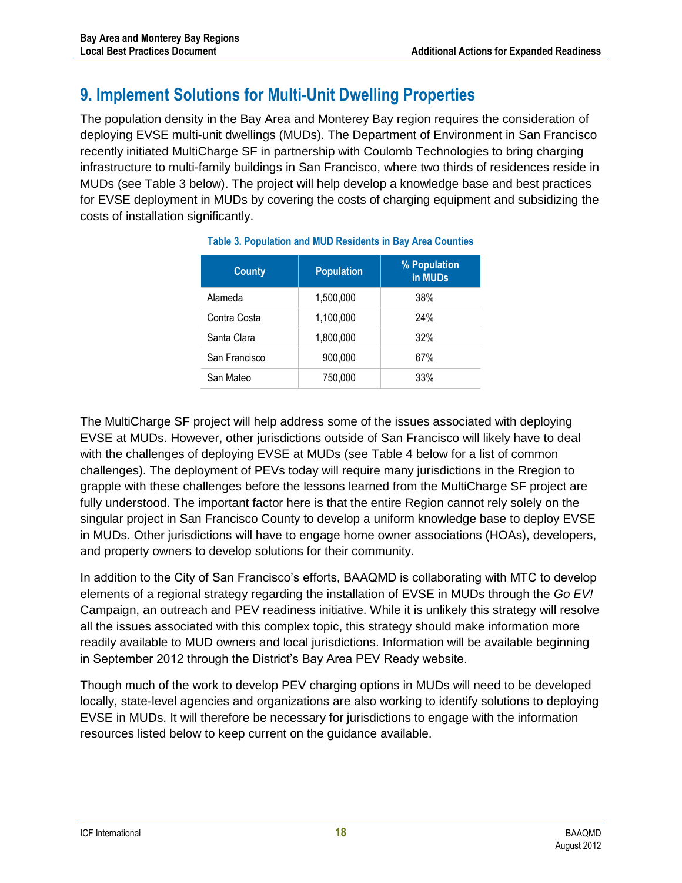## 9. Implement Solutions for Multi-Unit Dwelling Properties

The population density in the Bay Area and Monterey Bay region requires the consideration of deploying EVSE multi-unit dwellings (MUDs). The Department of Environment in San Francisco recently initiated MultiCharge SF in partnership with Coulomb Technologies to bring charging infrastructure to multi-family buildings in San Francisco, where two thirds of residences reside in MUDs (see Table 3 below). The project will help develop a knowledge base and best practices for EVSE deployment in MUDs by covering the costs of charging equipment and subsidizing the costs of installation significantly.

**Table 3. Population and MUD Residents in Bay Area Counties**

| County | Population | % Population in MUDs |
|---|---|---|
| Alameda | 1,500,000 | 38% |
| Contra Costa | 1,100,000 | 24% |
| Santa Clara | 1,800,000 | 32% |
| San Francisco | 900,000 | 67% |
| San Mateo | 750,000 | 33% |

The MultiCharge SF project will help address some of the issues associated with deploying EVSE at MUDs. However, other jurisdictions outside of San Francisco will likely have to deal with the challenges of deploying EVSE at MUDs (see Table 4 below for a list of common challenges). The deployment of PEVs today will require many jurisdictions in the Rregion to grapple with these challenges before the lessons learned from the MultiCharge SF project are fully understood. The important factor here is that the entire Region cannot rely solely on the singular project in San Francisco County to develop a uniform knowledge base to deploy EVSE in MUDs. Other jurisdictions will have to engage home owner associations (HOAs), developers, and property owners to develop solutions for their community.

In addition to the City of San Francisco's efforts, BAAQMD is collaborating with MTC to develop elements of a regional strategy regarding the installation of EVSE in MUDs through the *Go EV!* Campaign, an outreach and PEV readiness initiative. While it is unlikely this strategy will resolve all the issues associated with this complex topic, this strategy should make information more readily available to MUD owners and local jurisdictions. Information will be available beginning in September 2012 through the District's Bay Area PEV Ready website.

Though much of the work to develop PEV charging options in MUDs will need to be developed locally, state-level agencies and organizations are also working to identify solutions to deploying EVSE in MUDs. It will therefore be necessary for jurisdictions to engage with the information resources listed below to keep current on the guidance available.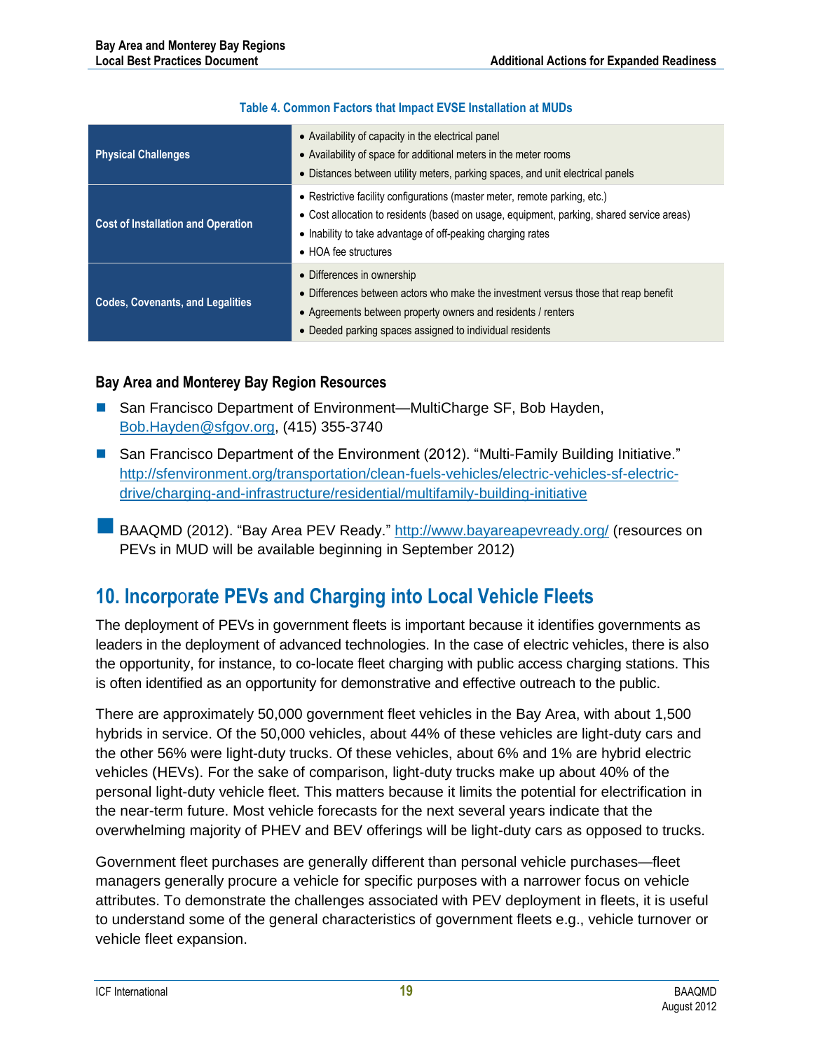**Table 4. Common Factors that Impact EVSE Installation at MUDs**

| | |
|---|---|
| **Physical Challenges** | • Availability of capacity in the electrical panel<br>• Availability of space for additional meters in the meter rooms<br>• Distances between utility meters, parking spaces, and unit electrical panels |
| **Cost of Installation and Operation** | • Restrictive facility configurations (master meter, remote parking, etc.)<br>• Cost allocation to residents (based on usage, equipment, parking, shared service areas)<br>• Inability to take advantage of off-peaking charging rates<br>• HOA fee structures |
| **Codes, Covenants, and Legalities** | • Differences in ownership<br>• Differences between actors who make the investment versus those that reap benefit<br>• Agreements between property owners and residents / renters<br>• Deeded parking spaces assigned to individual residents |

### Bay Area and Monterey Bay Region Resources

- San Francisco Department of Environment—MultiCharge SF, Bob Hayden, Bob.Hayden@sfgov.org, (415) 355-3740
- San Francisco Department of the Environment (2012). "Multi-Family Building Initiative." http://sfenvironment.org/transportation/clean-fuels-vehicles/electric-vehicles-sf-electric-drive/charging-and-infrastructure/residential/multifamily-building-initiative
- BAAQMD (2012). "Bay Area PEV Ready." http://www.bayareapevready.org/ (resources on PEVs in MUD will be available beginning in September 2012)

## 10. Incorporate PEVs and Charging into Local Vehicle Fleets

The deployment of PEVs in government fleets is important because it identifies governments as leaders in the deployment of advanced technologies. In the case of electric vehicles, there is also the opportunity, for instance, to co-locate fleet charging with public access charging stations. This is often identified as an opportunity for demonstrative and effective outreach to the public.

There are approximately 50,000 government fleet vehicles in the Bay Area, with about 1,500 hybrids in service. Of the 50,000 vehicles, about 44% of these vehicles are light-duty cars and the other 56% were light-duty trucks. Of these vehicles, about 6% and 1% are hybrid electric vehicles (HEVs). For the sake of comparison, light-duty trucks make up about 40% of the personal light-duty vehicle fleet. This matters because it limits the potential for electrification in the near-term future. Most vehicle forecasts for the next several years indicate that the overwhelming majority of PHEV and BEV offerings will be light-duty cars as opposed to trucks.

Government fleet purchases are generally different than personal vehicle purchases—fleet managers generally procure a vehicle for specific purposes with a narrower focus on vehicle attributes. To demonstrate the challenges associated with PEV deployment in fleets, it is useful to understand some of the general characteristics of government fleets e.g., vehicle turnover or vehicle fleet expansion.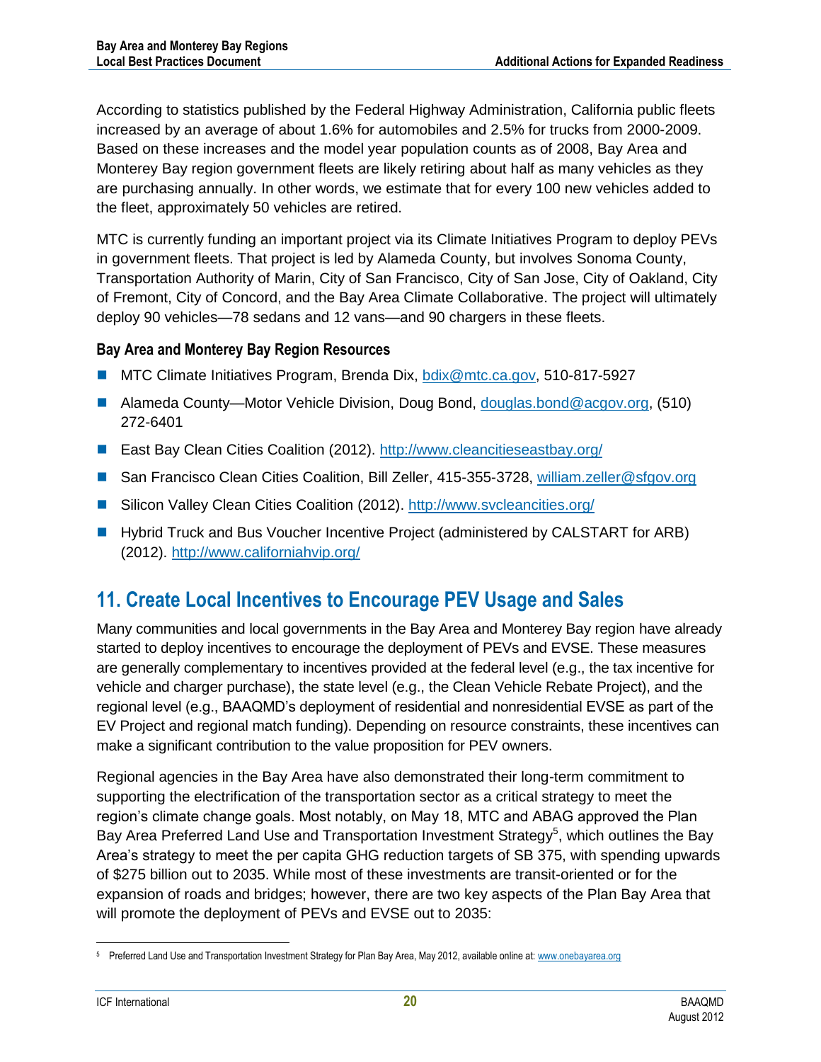According to statistics published by the Federal Highway Administration, California public fleets increased by an average of about 1.6% for automobiles and 2.5% for trucks from 2000-2009. Based on these increases and the model year population counts as of 2008, Bay Area and Monterey Bay region government fleets are likely retiring about half as many vehicles as they are purchasing annually. In other words, we estimate that for every 100 new vehicles added to the fleet, approximately 50 vehicles are retired.

MTC is currently funding an important project via its Climate Initiatives Program to deploy PEVs in government fleets. That project is led by Alameda County, but involves Sonoma County, Transportation Authority of Marin, City of San Francisco, City of San Jose, City of Oakland, City of Fremont, City of Concord, and the Bay Area Climate Collaborative. The project will ultimately deploy 90 vehicles—78 sedans and 12 vans—and 90 chargers in these fleets.

### Bay Area and Monterey Bay Region Resources

- MTC Climate Initiatives Program, Brenda Dix, bdix@mtc.ca.gov, 510-817-5927
- Alameda County—Motor Vehicle Division, Doug Bond, douglas.bond@acgov.org, (510) 272-6401
- East Bay Clean Cities Coalition (2012). http://www.cleancitieseastbay.org/
- San Francisco Clean Cities Coalition, Bill Zeller, 415-355-3728, william.zeller@sfgov.org
- Silicon Valley Clean Cities Coalition (2012). http://www.svcleancities.org/
- Hybrid Truck and Bus Voucher Incentive Project (administered by CALSTART for ARB) (2012). http://www.californiahvip.org/

## 11. Create Local Incentives to Encourage PEV Usage and Sales

Many communities and local governments in the Bay Area and Monterey Bay region have already started to deploy incentives to encourage the deployment of PEVs and EVSE. These measures are generally complementary to incentives provided at the federal level (e.g., the tax incentive for vehicle and charger purchase), the state level (e.g., the Clean Vehicle Rebate Project), and the regional level (e.g., BAAQMD's deployment of residential and nonresidential EVSE as part of the EV Project and regional match funding). Depending on resource constraints, these incentives can make a significant contribution to the value proposition for PEV owners.

Regional agencies in the Bay Area have also demonstrated their long-term commitment to supporting the electrification of the transportation sector as a critical strategy to meet the region's climate change goals. Most notably, on May 18, MTC and ABAG approved the Plan Bay Area Preferred Land Use and Transportation Investment Strategy[5], which outlines the Bay Area's strategy to meet the per capita GHG reduction targets of SB 375, with spending upwards of $275 billion out to 2035. While most of these investments are transit-oriented or for the expansion of roads and bridges; however, there are two key aspects of the Plan Bay Area that will promote the deployment of PEVs and EVSE out to 2035:

[5] Preferred Land Use and Transportation Investment Strategy for Plan Bay Area, May 2012, available online at: www.onebayarea.org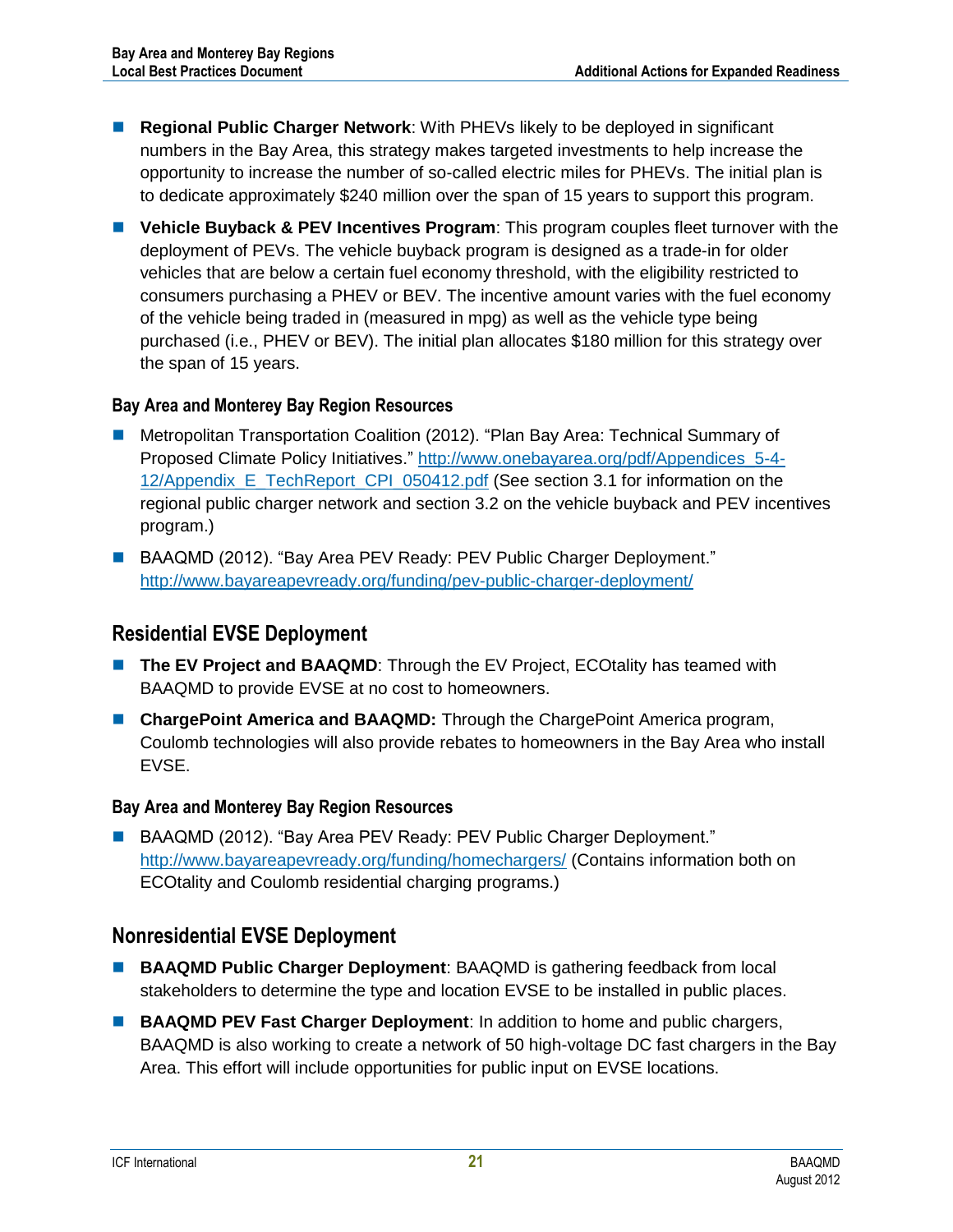- **Regional Public Charger Network**: With PHEVs likely to be deployed in significant numbers in the Bay Area, this strategy makes targeted investments to help increase the opportunity to increase the number of so-called electric miles for PHEVs. The initial plan is to dedicate approximately $240 million over the span of 15 years to support this program.
- **Vehicle Buyback & PEV Incentives Program**: This program couples fleet turnover with the deployment of PEVs. The vehicle buyback program is designed as a trade-in for older vehicles that are below a certain fuel economy threshold, with the eligibility restricted to consumers purchasing a PHEV or BEV. The incentive amount varies with the fuel economy of the vehicle being traded in (measured in mpg) as well as the vehicle type being purchased (i.e., PHEV or BEV). The initial plan allocates $180 million for this strategy over the span of 15 years.

### Bay Area and Monterey Bay Region Resources

- Metropolitan Transportation Coalition (2012). "Plan Bay Area: Technical Summary of Proposed Climate Policy Initiatives." http://www.onebayarea.org/pdf/Appendices_5-4-12/Appendix_E_TechReport_CPI_050412.pdf (See section 3.1 for information on the regional public charger network and section 3.2 on the vehicle buyback and PEV incentives program.)
- BAAQMD (2012). "Bay Area PEV Ready: PEV Public Charger Deployment." http://www.bayareapevready.org/funding/pev-public-charger-deployment/

## Residential EVSE Deployment

- **The EV Project and BAAQMD**: Through the EV Project, ECOtality has teamed with BAAQMD to provide EVSE at no cost to homeowners.
- **ChargePoint America and BAAQMD:** Through the ChargePoint America program, Coulomb technologies will also provide rebates to homeowners in the Bay Area who install EVSE.

### Bay Area and Monterey Bay Region Resources

- BAAQMD (2012). "Bay Area PEV Ready: PEV Public Charger Deployment." http://www.bayareapevready.org/funding/homechargers/ (Contains information both on ECOtality and Coulomb residential charging programs.)

## Nonresidential EVSE Deployment

- **BAAQMD Public Charger Deployment**: BAAQMD is gathering feedback from local stakeholders to determine the type and location EVSE to be installed in public places.
- **BAAQMD PEV Fast Charger Deployment**: In addition to home and public chargers, BAAQMD is also working to create a network of 50 high-voltage DC fast chargers in the Bay Area. This effort will include opportunities for public input on EVSE locations.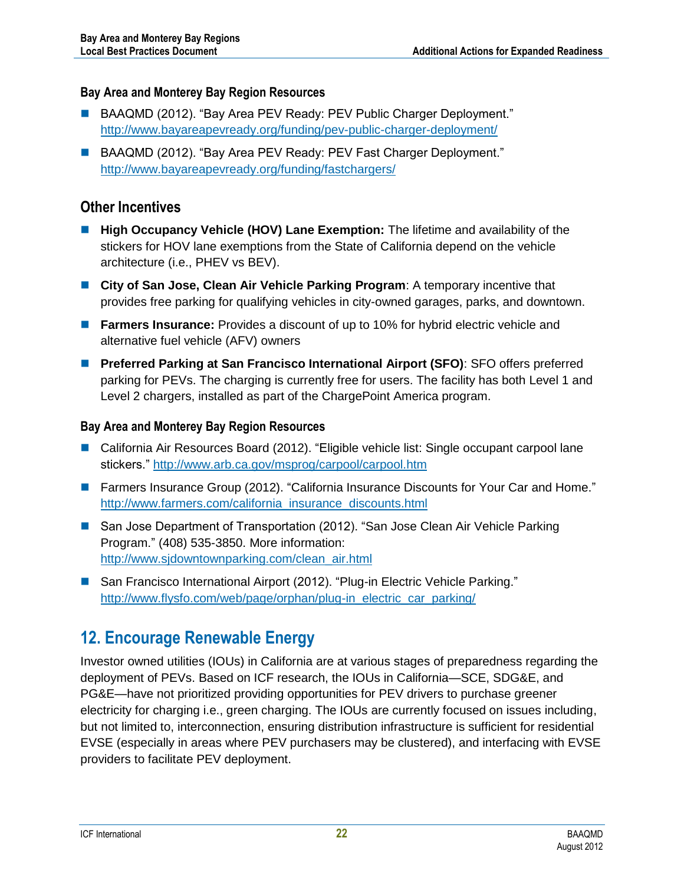### Bay Area and Monterey Bay Region Resources

- BAAQMD (2012). "Bay Area PEV Ready: PEV Public Charger Deployment." http://www.bayareapevready.org/funding/pev-public-charger-deployment/
- BAAQMD (2012). "Bay Area PEV Ready: PEV Fast Charger Deployment." http://www.bayareapevready.org/funding/fastchargers/

## Other Incentives

- **High Occupancy Vehicle (HOV) Lane Exemption:** The lifetime and availability of the stickers for HOV lane exemptions from the State of California depend on the vehicle architecture (i.e., PHEV vs BEV).
- **City of San Jose, Clean Air Vehicle Parking Program**: A temporary incentive that provides free parking for qualifying vehicles in city-owned garages, parks, and downtown.
- **Farmers Insurance:** Provides a discount of up to 10% for hybrid electric vehicle and alternative fuel vehicle (AFV) owners
- **Preferred Parking at San Francisco International Airport (SFO)**: SFO offers preferred parking for PEVs. The charging is currently free for users. The facility has both Level 1 and Level 2 chargers, installed as part of the ChargePoint America program.

### Bay Area and Monterey Bay Region Resources

- California Air Resources Board (2012). "Eligible vehicle list: Single occupant carpool lane stickers." http://www.arb.ca.gov/msprog/carpool/carpool.htm
- Farmers Insurance Group (2012). "California Insurance Discounts for Your Car and Home." http://www.farmers.com/california_insurance_discounts.html
- San Jose Department of Transportation (2012). "San Jose Clean Air Vehicle Parking Program." (408) 535-3850. More information: http://www.sjdowntownparking.com/clean_air.html
- San Francisco International Airport (2012). "Plug-in Electric Vehicle Parking." http://www.flysfo.com/web/page/orphan/plug-in_electric_car_parking/

# 12. Encourage Renewable Energy

Investor owned utilities (IOUs) in California are at various stages of preparedness regarding the deployment of PEVs. Based on ICF research, the IOUs in California—SCE, SDG&E, and PG&E—have not prioritized providing opportunities for PEV drivers to purchase greener electricity for charging i.e., green charging. The IOUs are currently focused on issues including, but not limited to, interconnection, ensuring distribution infrastructure is sufficient for residential EVSE (especially in areas where PEV purchasers may be clustered), and interfacing with EVSE providers to facilitate PEV deployment.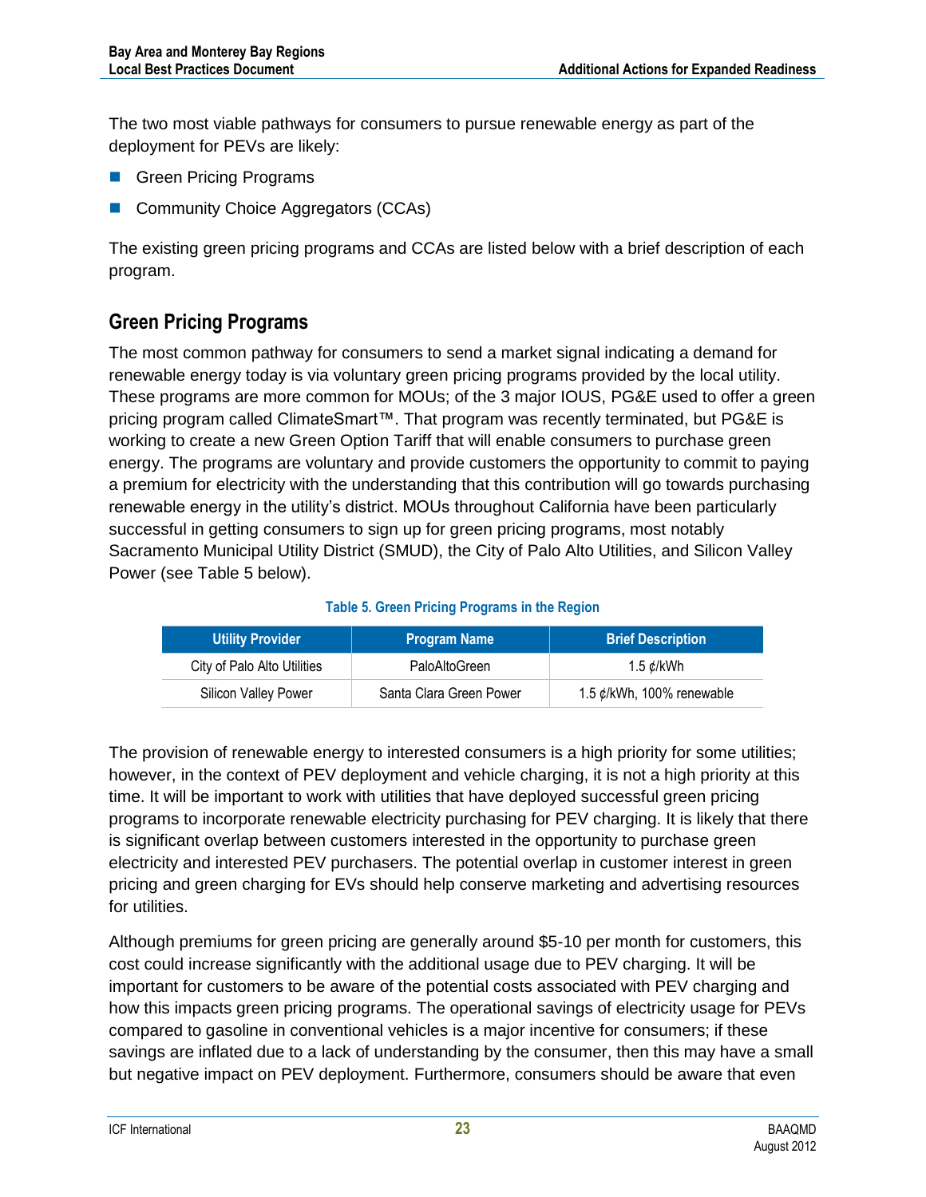The two most viable pathways for consumers to pursue renewable energy as part of the deployment for PEVs are likely:

- Green Pricing Programs
- Community Choice Aggregators (CCAs)

The existing green pricing programs and CCAs are listed below with a brief description of each program.

## Green Pricing Programs

The most common pathway for consumers to send a market signal indicating a demand for renewable energy today is via voluntary green pricing programs provided by the local utility. These programs are more common for MOUs; of the 3 major IOUS, PG&E used to offer a green pricing program called ClimateSmart™. That program was recently terminated, but PG&E is working to create a new Green Option Tariff that will enable consumers to purchase green energy. The programs are voluntary and provide customers the opportunity to commit to paying a premium for electricity with the understanding that this contribution will go towards purchasing renewable energy in the utility's district. MOUs throughout California have been particularly successful in getting consumers to sign up for green pricing programs, most notably Sacramento Municipal Utility District (SMUD), the City of Palo Alto Utilities, and Silicon Valley Power (see Table 5 below).

**Table 5. Green Pricing Programs in the Region**

| Utility Provider | Program Name | Brief Description |
|---|---|---|
| City of Palo Alto Utilities | PaloAltoGreen | 1.5 ¢/kWh |
| Silicon Valley Power | Santa Clara Green Power | 1.5 ¢/kWh, 100% renewable |

The provision of renewable energy to interested consumers is a high priority for some utilities; however, in the context of PEV deployment and vehicle charging, it is not a high priority at this time. It will be important to work with utilities that have deployed successful green pricing programs to incorporate renewable electricity purchasing for PEV charging. It is likely that there is significant overlap between customers interested in the opportunity to purchase green electricity and interested PEV purchasers. The potential overlap in customer interest in green pricing and green charging for EVs should help conserve marketing and advertising resources for utilities.

Although premiums for green pricing are generally around $5-10 per month for customers, this cost could increase significantly with the additional usage due to PEV charging. It will be important for customers to be aware of the potential costs associated with PEV charging and how this impacts green pricing programs. The operational savings of electricity usage for PEVs compared to gasoline in conventional vehicles is a major incentive for consumers; if these savings are inflated due to a lack of understanding by the consumer, then this may have a small but negative impact on PEV deployment. Furthermore, consumers should be aware that even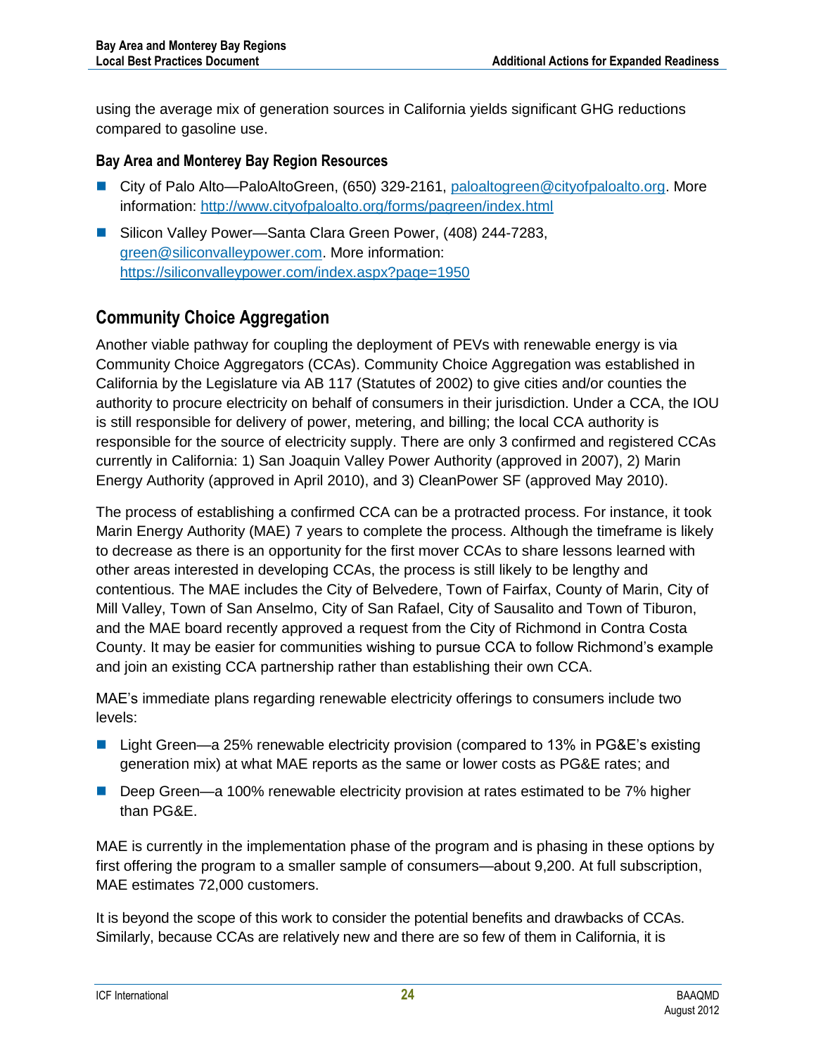using the average mix of generation sources in California yields significant GHG reductions compared to gasoline use.

### Bay Area and Monterey Bay Region Resources

- City of Palo Alto—PaloAltoGreen, (650) 329-2161, paloaltogreen@cityofpaloalto.org. More information: http://www.cityofpaloalto.org/forms/pagreen/index.html
- Silicon Valley Power—Santa Clara Green Power, (408) 244-7283, green@siliconvalleypower.com. More information: https://siliconvalleypower.com/index.aspx?page=1950

## Community Choice Aggregation

Another viable pathway for coupling the deployment of PEVs with renewable energy is via Community Choice Aggregators (CCAs). Community Choice Aggregation was established in California by the Legislature via AB 117 (Statutes of 2002) to give cities and/or counties the authority to procure electricity on behalf of consumers in their jurisdiction. Under a CCA, the IOU is still responsible for delivery of power, metering, and billing; the local CCA authority is responsible for the source of electricity supply. There are only 3 confirmed and registered CCAs currently in California: 1) San Joaquin Valley Power Authority (approved in 2007), 2) Marin Energy Authority (approved in April 2010), and 3) CleanPower SF (approved May 2010).

The process of establishing a confirmed CCA can be a protracted process. For instance, it took Marin Energy Authority (MAE) 7 years to complete the process. Although the timeframe is likely to decrease as there is an opportunity for the first mover CCAs to share lessons learned with other areas interested in developing CCAs, the process is still likely to be lengthy and contentious. The MAE includes the City of Belvedere, Town of Fairfax, County of Marin, City of Mill Valley, Town of San Anselmo, City of San Rafael, City of Sausalito and Town of Tiburon, and the MAE board recently approved a request from the City of Richmond in Contra Costa County. It may be easier for communities wishing to pursue CCA to follow Richmond's example and join an existing CCA partnership rather than establishing their own CCA.

MAE's immediate plans regarding renewable electricity offerings to consumers include two levels:

- Light Green—a 25% renewable electricity provision (compared to 13% in PG&E's existing generation mix) at what MAE reports as the same or lower costs as PG&E rates; and
- Deep Green—a 100% renewable electricity provision at rates estimated to be 7% higher than PG&E.

MAE is currently in the implementation phase of the program and is phasing in these options by first offering the program to a smaller sample of consumers—about 9,200. At full subscription, MAE estimates 72,000 customers.

It is beyond the scope of this work to consider the potential benefits and drawbacks of CCAs. Similarly, because CCAs are relatively new and there are so few of them in California, it is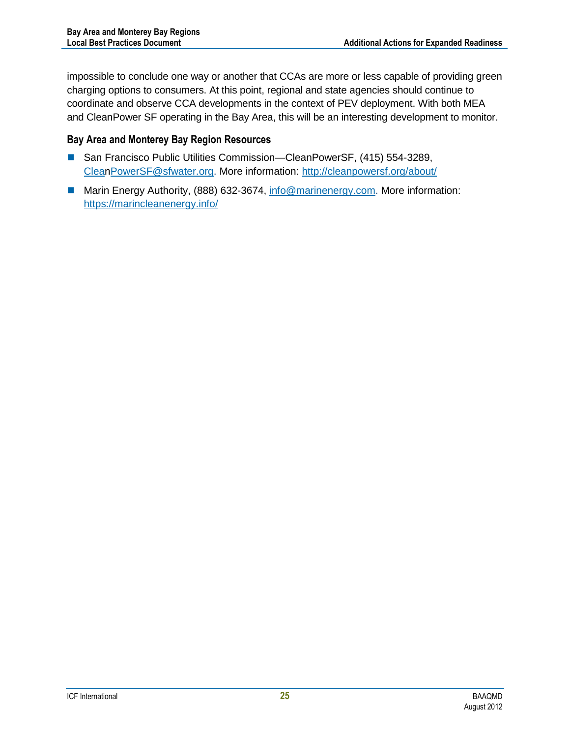impossible to conclude one way or another that CCAs are more or less capable of providing green charging options to consumers. At this point, regional and state agencies should continue to coordinate and observe CCA developments in the context of PEV deployment. With both MEA and CleanPower SF operating in the Bay Area, this will be an interesting development to monitor.

### Bay Area and Monterey Bay Region Resources

- San Francisco Public Utilities Commission—CleanPowerSF, (415) 554-3289, CleanPowerSF@sfwater.org. More information: http://cleanpowersf.org/about/
- Marin Energy Authority, (888) 632-3674, info@marinenergy.com. More information: https://marincleanenergy.info/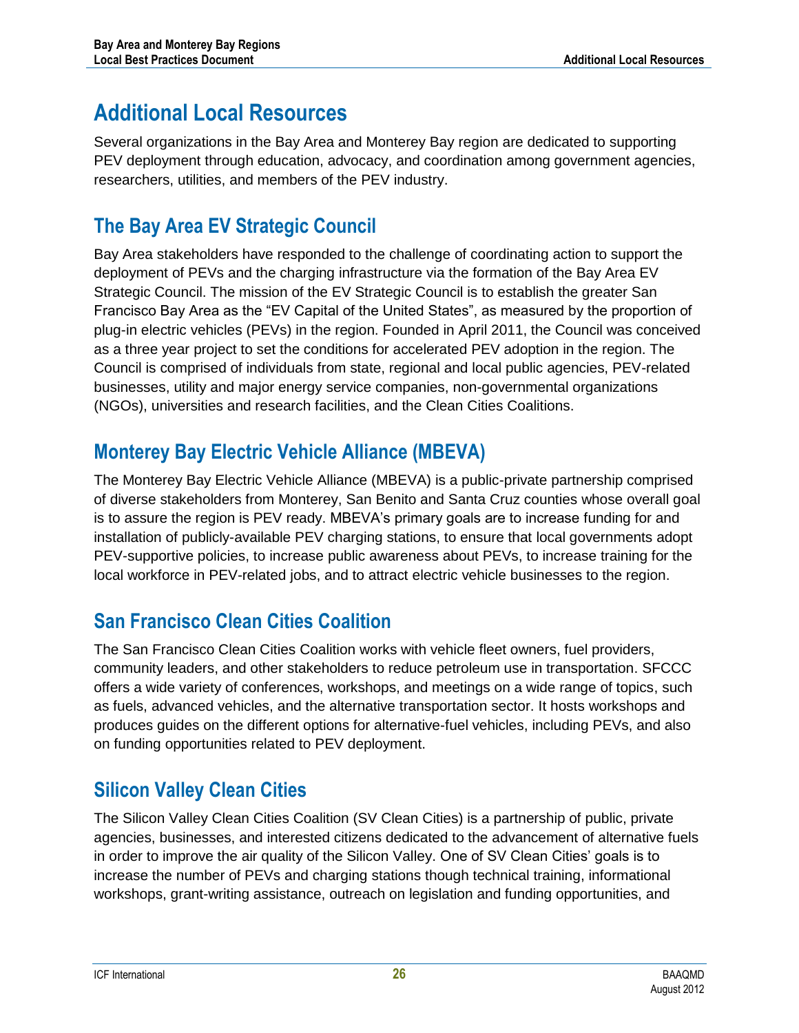# Additional Local Resources

Several organizations in the Bay Area and Monterey Bay region are dedicated to supporting PEV deployment through education, advocacy, and coordination among government agencies, researchers, utilities, and members of the PEV industry.

## The Bay Area EV Strategic Council

Bay Area stakeholders have responded to the challenge of coordinating action to support the deployment of PEVs and the charging infrastructure via the formation of the Bay Area EV Strategic Council. The mission of the EV Strategic Council is to establish the greater San Francisco Bay Area as the "EV Capital of the United States", as measured by the proportion of plug-in electric vehicles (PEVs) in the region. Founded in April 2011, the Council was conceived as a three year project to set the conditions for accelerated PEV adoption in the region. The Council is comprised of individuals from state, regional and local public agencies, PEV-related businesses, utility and major energy service companies, non-governmental organizations (NGOs), universities and research facilities, and the Clean Cities Coalitions.

## Monterey Bay Electric Vehicle Alliance (MBEVA)

The Monterey Bay Electric Vehicle Alliance (MBEVA) is a public-private partnership comprised of diverse stakeholders from Monterey, San Benito and Santa Cruz counties whose overall goal is to assure the region is PEV ready. MBEVA's primary goals are to increase funding for and installation of publicly-available PEV charging stations, to ensure that local governments adopt PEV-supportive policies, to increase public awareness about PEVs, to increase training for the local workforce in PEV-related jobs, and to attract electric vehicle businesses to the region.

## San Francisco Clean Cities Coalition

The San Francisco Clean Cities Coalition works with vehicle fleet owners, fuel providers, community leaders, and other stakeholders to reduce petroleum use in transportation. SFCCC offers a wide variety of conferences, workshops, and meetings on a wide range of topics, such as fuels, advanced vehicles, and the alternative transportation sector. It hosts workshops and produces guides on the different options for alternative-fuel vehicles, including PEVs, and also on funding opportunities related to PEV deployment.

## Silicon Valley Clean Cities

The Silicon Valley Clean Cities Coalition (SV Clean Cities) is a partnership of public, private agencies, businesses, and interested citizens dedicated to the advancement of alternative fuels in order to improve the air quality of the Silicon Valley. One of SV Clean Cities' goals is to increase the number of PEVs and charging stations though technical training, informational workshops, grant-writing assistance, outreach on legislation and funding opportunities, and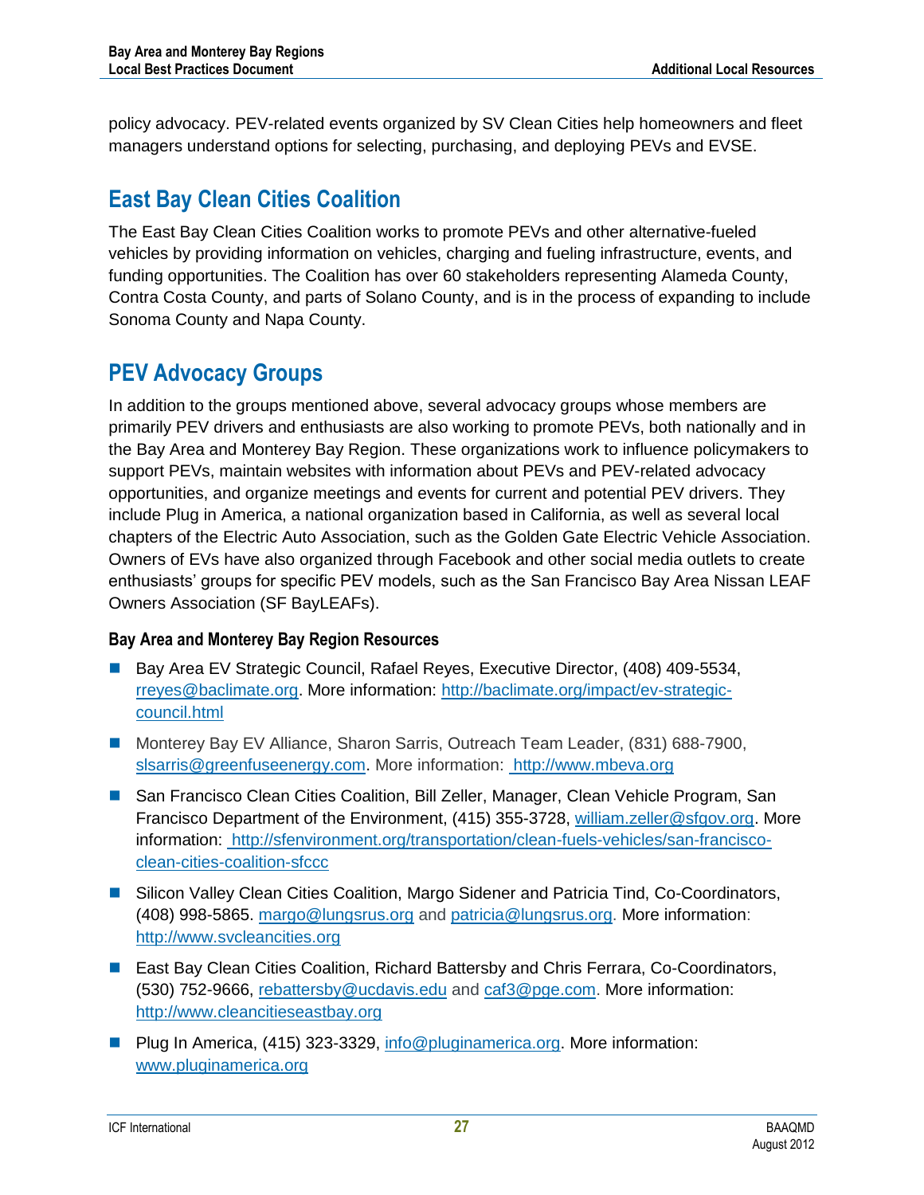policy advocacy. PEV-related events organized by SV Clean Cities help homeowners and fleet managers understand options for selecting, purchasing, and deploying PEVs and EVSE.

## East Bay Clean Cities Coalition

The East Bay Clean Cities Coalition works to promote PEVs and other alternative-fueled vehicles by providing information on vehicles, charging and fueling infrastructure, events, and funding opportunities. The Coalition has over 60 stakeholders representing Alameda County, Contra Costa County, and parts of Solano County, and is in the process of expanding to include Sonoma County and Napa County.

## PEV Advocacy Groups

In addition to the groups mentioned above, several advocacy groups whose members are primarily PEV drivers and enthusiasts are also working to promote PEVs, both nationally and in the Bay Area and Monterey Bay Region. These organizations work to influence policymakers to support PEVs, maintain websites with information about PEVs and PEV-related advocacy opportunities, and organize meetings and events for current and potential PEV drivers. They include Plug in America, a national organization based in California, as well as several local chapters of the Electric Auto Association, such as the Golden Gate Electric Vehicle Association. Owners of EVs have also organized through Facebook and other social media outlets to create enthusiasts' groups for specific PEV models, such as the San Francisco Bay Area Nissan LEAF Owners Association (SF BayLEAFs).

### Bay Area and Monterey Bay Region Resources

- Bay Area EV Strategic Council, Rafael Reyes, Executive Director, (408) 409-5534, rreyes@baclimate.org. More information: http://baclimate.org/impact/ev-strategic-council.html
- Monterey Bay EV Alliance, Sharon Sarris, Outreach Team Leader, (831) 688-7900, slsarris@greenfuseenergy.com. More information: http://www.mbeva.org
- San Francisco Clean Cities Coalition, Bill Zeller, Manager, Clean Vehicle Program, San Francisco Department of the Environment, (415) 355-3728, william.zeller@sfgov.org. More information: http://sfenvironment.org/transportation/clean-fuels-vehicles/san-francisco-clean-cities-coalition-sfccc
- Silicon Valley Clean Cities Coalition, Margo Sidener and Patricia Tind, Co-Coordinators, (408) 998-5865. margo@lungsrus.org and patricia@lungsrus.org. More information: http://www.svcleancities.org
- East Bay Clean Cities Coalition, Richard Battersby and Chris Ferrara, Co-Coordinators, (530) 752-9666, rebattersby@ucdavis.edu and caf3@pge.com. More information: http://www.cleancitieseastbay.org
- Plug In America, (415) 323-3329, info@pluginamerica.org. More information: www.pluginamerica.org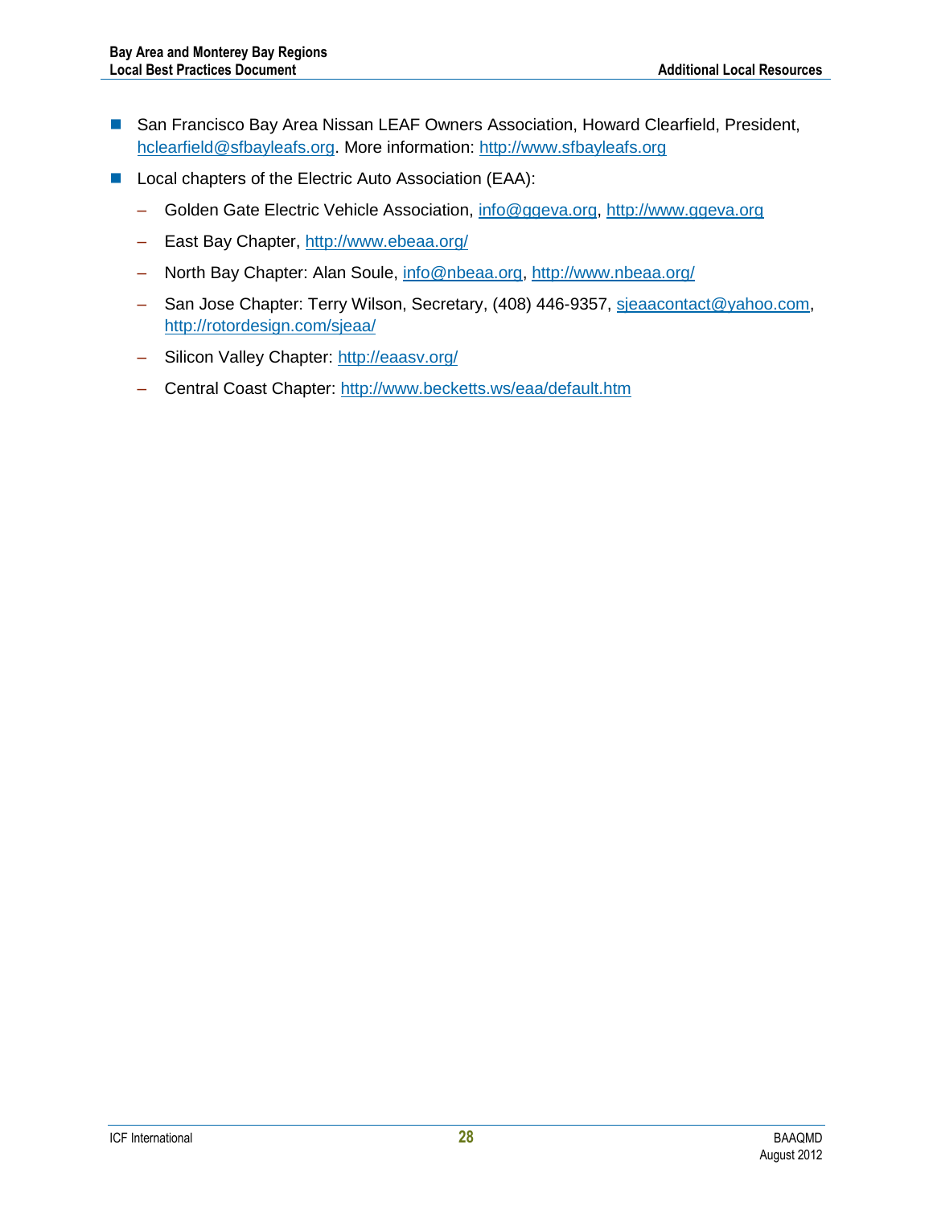- San Francisco Bay Area Nissan LEAF Owners Association, Howard Clearfield, President, hclearfield@sfbayleafs.org. More information: http://www.sfbayleafs.org
- Local chapters of the Electric Auto Association (EAA):
  - Golden Gate Electric Vehicle Association, info@ggeva.org, http://www.ggeva.org
  - East Bay Chapter, http://www.ebeaa.org/
  - North Bay Chapter: Alan Soule, info@nbeaa.org, http://www.nbeaa.org/
  - San Jose Chapter: Terry Wilson, Secretary, (408) 446-9357, sjeaacontact@yahoo.com, http://rotordesign.com/sjeaa/
  - Silicon Valley Chapter: http://eaasv.org/
  - Central Coast Chapter: http://www.becketts.ws/eaa/default.htm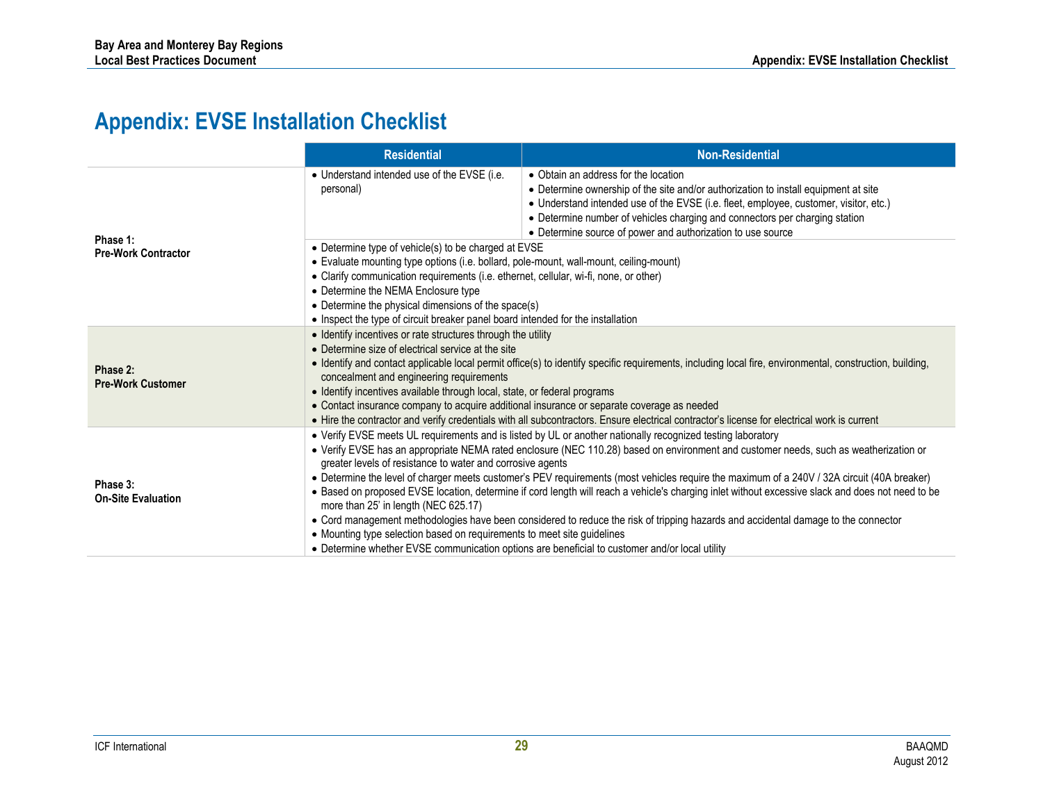# Appendix: EVSE Installation Checklist

| | Residential | Non-Residential |
|---|---|---|
| **Phase 1: Pre-Work Contractor** | • Understand intended use of the EVSE (i.e. personal) | • Obtain an address for the location<br>• Determine ownership of the site and/or authorization to install equipment at site<br>• Understand intended use of the EVSE (i.e. fleet, employee, customer, visitor, etc.)<br>• Determine number of vehicles charging and connectors per charging station<br>• Determine source of power and authorization to use source |
| | • Determine type of vehicle(s) to be charged at EVSE<br>• Evaluate mounting type options (i.e. bollard, pole-mount, wall-mount, ceiling-mount)<br>• Clarify communication requirements (i.e. ethernet, cellular, wi-fi, none, or other)<br>• Determine the NEMA Enclosure type<br>• Determine the physical dimensions of the space(s)<br>• Inspect the type of circuit breaker panel board intended for the installation | |
| **Phase 2: Pre-Work Customer** | • Identify incentives or rate structures through the utility<br>• Determine size of electrical service at the site<br>• Identify and contact applicable local permit office(s) to identify specific requirements, including local fire, environmental, construction, building, concealment and engineering requirements<br>• Identify incentives available through local, state, or federal programs<br>• Contact insurance company to acquire additional insurance or separate coverage as needed<br>• Hire the contractor and verify credentials with all subcontractors. Ensure electrical contractor's license for electrical work is current | |
| **Phase 3: On-Site Evaluation** | • Verify EVSE meets UL requirements and is listed by UL or another nationally recognized testing laboratory<br>• Verify EVSE has an appropriate NEMA rated enclosure (NEC 110.28) based on environment and customer needs, such as weatherization or greater levels of resistance to water and corrosive agents<br>• Determine the level of charger meets customer's PEV requirements (most vehicles require the maximum of a 240V / 32A circuit (40A breaker)<br>• Based on proposed EVSE location, determine if cord length will reach a vehicle's charging inlet without excessive slack and does not need to be more than 25' in length (NEC 625.17)<br>• Cord management methodologies have been considered to reduce the risk of tripping hazards and accidental damage to the connector<br>• Mounting type selection based on requirements to meet site guidelines<br>• Determine whether EVSE communication options are beneficial to customer and/or local utility | |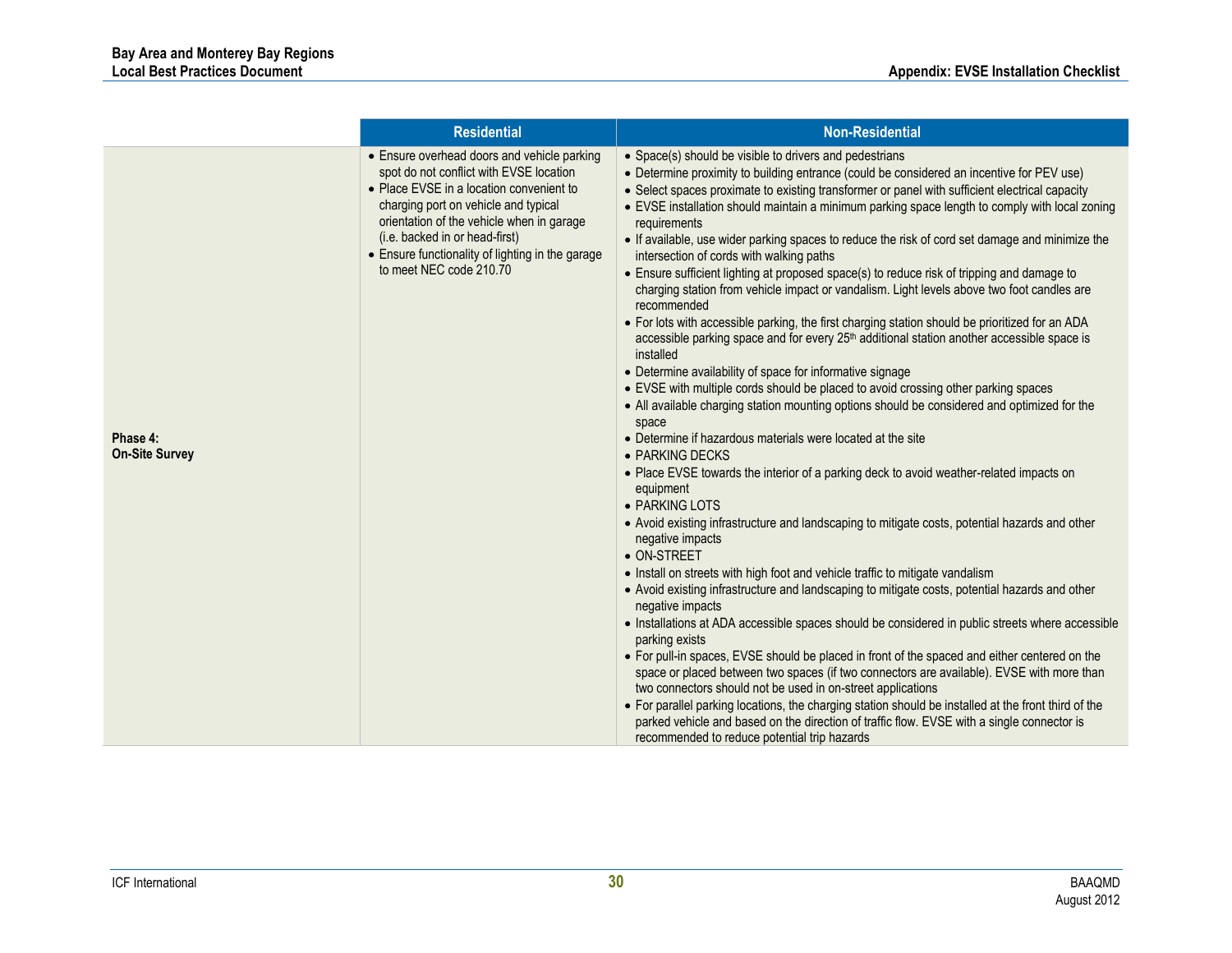| | Residential | Non-Residential |
|---|---|---|
| **Phase 4: On-Site Survey** | • Ensure overhead doors and vehicle parking spot do not conflict with EVSE location<br>• Place EVSE in a location convenient to charging port on vehicle and typical orientation of the vehicle when in garage (i.e. backed in or head-first)<br>• Ensure functionality of lighting in the garage to meet NEC code 210.70 | • Space(s) should be visible to drivers and pedestrians<br>• Determine proximity to building entrance (could be considered an incentive for PEV use)<br>• Select spaces proximate to existing transformer or panel with sufficient electrical capacity<br>• EVSE installation should maintain a minimum parking space length to comply with local zoning requirements<br>• If available, use wider parking spaces to reduce the risk of cord set damage and minimize the intersection of cords with walking paths<br>• Ensure sufficient lighting at proposed space(s) to reduce risk of tripping and damage to charging station from vehicle impact or vandalism. Light levels above two foot candles are recommended<br>• For lots with accessible parking, the first charging station should be prioritized for an ADA accessible parking space and for every 25th additional station another accessible space is installed<br>• Determine availability of space for informative signage<br>• EVSE with multiple cords should be placed to avoid crossing other parking spaces<br>• All available charging station mounting options should be considered and optimized for the space<br>• Determine if hazardous materials were located at the site<br>• PARKING DECKS<br>• Place EVSE towards the interior of a parking deck to avoid weather-related impacts on equipment<br>• PARKING LOTS<br>• Avoid existing infrastructure and landscaping to mitigate costs, potential hazards and other negative impacts<br>• ON-STREET<br>• Install on streets with high foot and vehicle traffic to mitigate vandalism<br>• Avoid existing infrastructure and landscaping to mitigate costs, potential hazards and other negative impacts<br>• Installations at ADA accessible spaces should be considered in public streets where accessible parking exists<br>• For pull-in spaces, EVSE should be placed in front of the spaced and either centered on the space or placed between two spaces (if two connectors are available). EVSE with more than two connectors should not be used in on-street applications<br>• For parallel parking locations, the charging station should be installed at the front third of the parked vehicle and based on the direction of traffic flow. EVSE with a single connector is recommended to reduce potential trip hazards |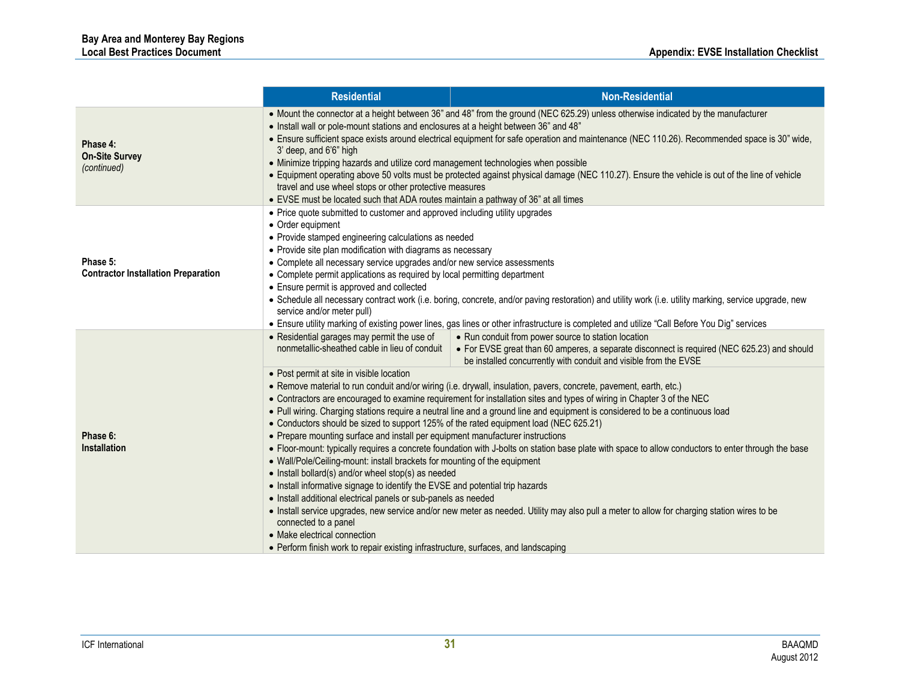| | Residential | Non-Residential |
|---|---|---|
| **Phase 4: On-Site Survey** *(continued)* | • Mount the connector at a height between 36" and 48" from the ground (NEC 625.29) unless otherwise indicated by the manufacturer<br>• Install wall or pole-mount stations and enclosures at a height between 36" and 48"<br>• Ensure sufficient space exists around electrical equipment for safe operation and maintenance (NEC 110.26). Recommended space is 30" wide, 3' deep, and 6'6" high<br>• Minimize tripping hazards and utilize cord management technologies when possible<br>• Equipment operating above 50 volts must be protected against physical damage (NEC 110.27). Ensure the vehicle is out of the line of vehicle travel and use wheel stops or other protective measures<br>• EVSE must be located such that ADA routes maintain a pathway of 36" at all times | |
| **Phase 5: Contractor Installation Preparation** | • Price quote submitted to customer and approved including utility upgrades<br>• Order equipment<br>• Provide stamped engineering calculations as needed<br>• Provide site plan modification with diagrams as necessary<br>• Complete all necessary service upgrades and/or new service assessments<br>• Complete permit applications as required by local permitting department<br>• Ensure permit is approved and collected<br>• Schedule all necessary contract work (i.e. boring, concrete, and/or paving restoration) and utility work (i.e. utility marking, service upgrade, new service and/or meter pull)<br>• Ensure utility marking of existing power lines, gas lines or other infrastructure is completed and utilize "Call Before You Dig" services | |
| **Phase 6: Installation** | • Residential garages may permit the use of nonmetallic-sheathed cable in lieu of conduit | • Run conduit from power source to station location<br>• For EVSE great than 60 amperes, a separate disconnect is required (NEC 625.23) and should be installed concurrently with conduit and visible from the EVSE |
| | • Post permit at site in visible location<br>• Remove material to run conduit and/or wiring (i.e. drywall, insulation, pavers, concrete, pavement, earth, etc.)<br>• Contractors are encouraged to examine requirement for installation sites and types of wiring in Chapter 3 of the NEC<br>• Pull wiring. Charging stations require a neutral line and a ground line and equipment is considered to be a continuous load<br>• Conductors should be sized to support 125% of the rated equipment load (NEC 625.21)<br>• Prepare mounting surface and install per equipment manufacturer instructions<br>• Floor-mount: typically requires a concrete foundation with J-bolts on station base plate with space to allow conductors to enter through the base<br>• Wall/Pole/Ceiling-mount: install brackets for mounting of the equipment<br>• Install bollard(s) and/or wheel stop(s) as needed<br>• Install informative signage to identify the EVSE and potential trip hazards<br>• Install additional electrical panels or sub-panels as needed<br>• Install service upgrades, new service and/or new meter as needed. Utility may also pull a meter to allow for charging station wires to be connected to a panel<br>• Make electrical connection<br>• Perform finish work to repair existing infrastructure, surfaces, and landscaping | |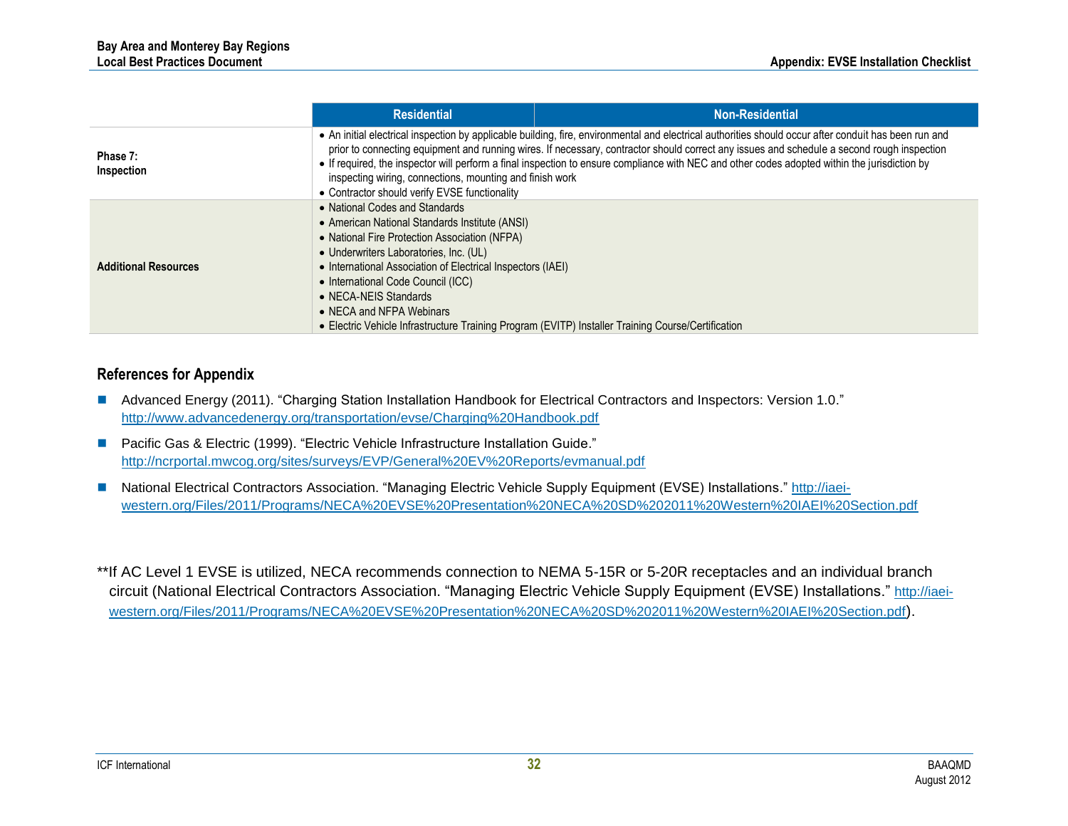| | Residential | Non-Residential |
|---|---|---|
| **Phase 7: Inspection** | • An initial electrical inspection by applicable building, fire, environmental and electrical authorities should occur after conduit has been run and prior to connecting equipment and running wires. If necessary, contractor should correct any issues and schedule a second rough inspection<br>• If required, the inspector will perform a final inspection to ensure compliance with NEC and other codes adopted within the jurisdiction by inspecting wiring, connections, mounting and finish work<br>• Contractor should verify EVSE functionality | |
| **Additional Resources** | • National Codes and Standards<br>• American National Standards Institute (ANSI)<br>• National Fire Protection Association (NFPA)<br>• Underwriters Laboratories, Inc. (UL)<br>• International Association of Electrical Inspectors (IAEI)<br>• International Code Council (ICC)<br>• NECA-NEIS Standards<br>• NECA and NFPA Webinars<br>• Electric Vehicle Infrastructure Training Program (EVITP) Installer Training Course/Certification | |

## References for Appendix

- Advanced Energy (2011). "Charging Station Installation Handbook for Electrical Contractors and Inspectors: Version 1.0." http://www.advancedenergy.org/transportation/evse/Charging%20Handbook.pdf
- Pacific Gas & Electric (1999). "Electric Vehicle Infrastructure Installation Guide." http://ncrportal.mwcog.org/sites/surveys/EVP/General%20EV%20Reports/evmanual.pdf
- National Electrical Contractors Association. "Managing Electric Vehicle Supply Equipment (EVSE) Installations." http://iaei-western.org/Files/2011/Programs/NECA%20EVSE%20Presentation%20NECA%20SD%202011%20Western%20IAEI%20Section.pdf

**If AC Level 1 EVSE is utilized, NECA recommends connection to NEMA 5-15R or 5-20R receptacles and an individual branch circuit (National Electrical Contractors Association. "Managing Electric Vehicle Supply Equipment (EVSE) Installations." http://iaei-western.org/Files/2011/Programs/NECA%20EVSE%20Presentation%20NECA%20SD%202011%20Western%20IAEI%20Section.pdf).